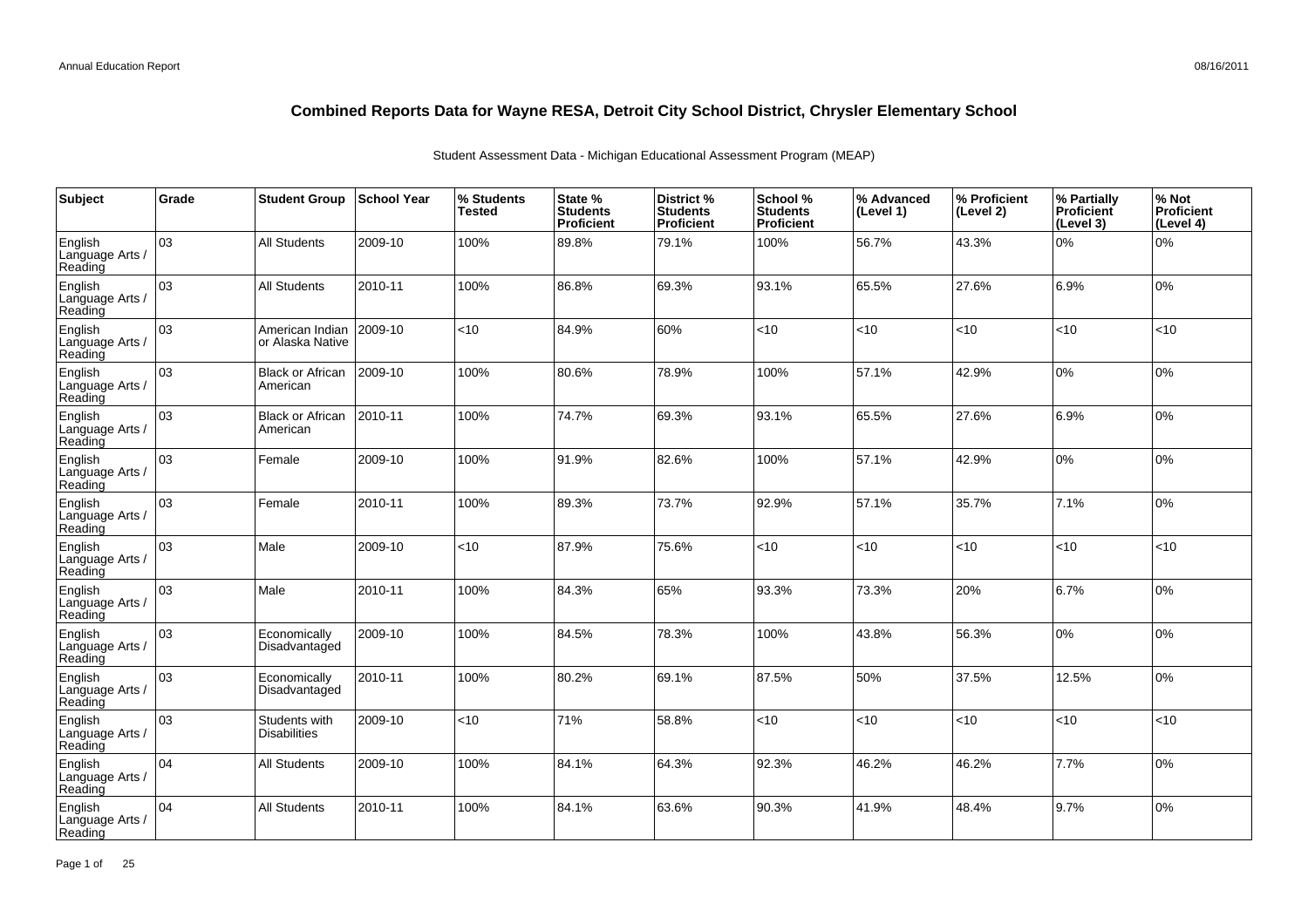# Combined Reports Data for Wayne RESA, Detroit City School District, Chrysler Elementary School

Student Assessment Data - Michigan Educational Assessment Program (MEAP)

| Subject | Grade | Student Group | School Year | % Students Tested | State % Students Proficient | District % Students Proficient | School % Students Proficient | % Advanced (Level 1) | % Proficient (Level 2) | % Partially Proficient (Level 3) | % Not Proficient (Level 4) |
|---|---|---|---|---|---|---|---|---|---|---|---|
| English Language Arts / Reading | 03 | All Students | 2009-10 | 100% | 89.8% | 79.1% | 100% | 56.7% | 43.3% | 0% | 0% |
| English Language Arts / Reading | 03 | All Students | 2010-11 | 100% | 86.8% | 69.3% | 93.1% | 65.5% | 27.6% | 6.9% | 0% |
| English Language Arts / Reading | 03 | American Indian or Alaska Native | 2009-10 | <10 | 84.9% | 60% | <10 | <10 | <10 | <10 | <10 |
| English Language Arts / Reading | 03 | Black or African American | 2009-10 | 100% | 80.6% | 78.9% | 100% | 57.1% | 42.9% | 0% | 0% |
| English Language Arts / Reading | 03 | Black or African American | 2010-11 | 100% | 74.7% | 69.3% | 93.1% | 65.5% | 27.6% | 6.9% | 0% |
| English Language Arts / Reading | 03 | Female | 2009-10 | 100% | 91.9% | 82.6% | 100% | 57.1% | 42.9% | 0% | 0% |
| English Language Arts / Reading | 03 | Female | 2010-11 | 100% | 89.3% | 73.7% | 92.9% | 57.1% | 35.7% | 7.1% | 0% |
| English Language Arts / Reading | 03 | Male | 2009-10 | <10 | 87.9% | 75.6% | <10 | <10 | <10 | <10 | <10 |
| English Language Arts / Reading | 03 | Male | 2010-11 | 100% | 84.3% | 65% | 93.3% | 73.3% | 20% | 6.7% | 0% |
| English Language Arts / Reading | 03 | Economically Disadvantaged | 2009-10 | 100% | 84.5% | 78.3% | 100% | 43.8% | 56.3% | 0% | 0% |
| English Language Arts / Reading | 03 | Economically Disadvantaged | 2010-11 | 100% | 80.2% | 69.1% | 87.5% | 50% | 37.5% | 12.5% | 0% |
| English Language Arts / Reading | 03 | Students with Disabilities | 2009-10 | <10 | 71% | 58.8% | <10 | <10 | <10 | <10 | <10 |
| English Language Arts / Reading | 04 | All Students | 2009-10 | 100% | 84.1% | 64.3% | 92.3% | 46.2% | 46.2% | 7.7% | 0% |
| English Language Arts / Reading | 04 | All Students | 2010-11 | 100% | 84.1% | 63.6% | 90.3% | 41.9% | 48.4% | 9.7% | 0% |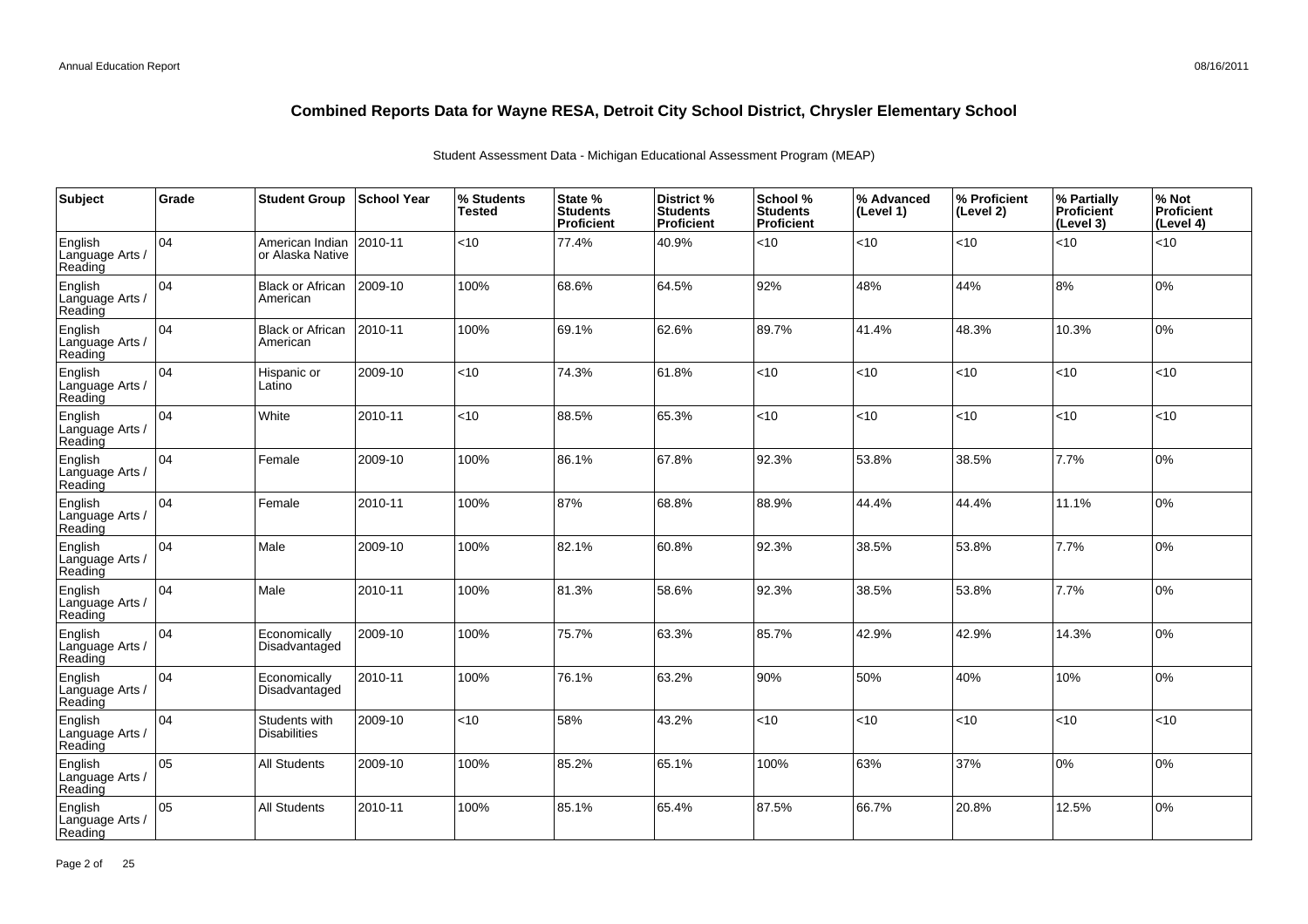# Combined Reports Data for Wayne RESA, Detroit City School District, Chrysler Elementary School

Student Assessment Data - Michigan Educational Assessment Program (MEAP)

| Subject | Grade | Student Group | School Year | % Students Tested | State % Students Proficient | District % Students Proficient | School % Students Proficient | % Advanced (Level 1) | % Proficient (Level 2) | % Partially Proficient (Level 3) | % Not Proficient (Level 4) |
|---|---|---|---|---|---|---|---|---|---|---|---|
| English Language Arts / Reading | 04 | American Indian or Alaska Native | 2010-11 | <10 | 77.4% | 40.9% | <10 | <10 | <10 | <10 | <10 |
| English Language Arts / Reading | 04 | Black or African American | 2009-10 | 100% | 68.6% | 64.5% | 92% | 48% | 44% | 8% | 0% |
| English Language Arts / Reading | 04 | Black or African American | 2010-11 | 100% | 69.1% | 62.6% | 89.7% | 41.4% | 48.3% | 10.3% | 0% |
| English Language Arts / Reading | 04 | Hispanic or Latino | 2009-10 | <10 | 74.3% | 61.8% | <10 | <10 | <10 | <10 | <10 |
| English Language Arts / Reading | 04 | White | 2010-11 | <10 | 88.5% | 65.3% | <10 | <10 | <10 | <10 | <10 |
| English Language Arts / Reading | 04 | Female | 2009-10 | 100% | 86.1% | 67.8% | 92.3% | 53.8% | 38.5% | 7.7% | 0% |
| English Language Arts / Reading | 04 | Female | 2010-11 | 100% | 87% | 68.8% | 88.9% | 44.4% | 44.4% | 11.1% | 0% |
| English Language Arts / Reading | 04 | Male | 2009-10 | 100% | 82.1% | 60.8% | 92.3% | 38.5% | 53.8% | 7.7% | 0% |
| English Language Arts / Reading | 04 | Male | 2010-11 | 100% | 81.3% | 58.6% | 92.3% | 38.5% | 53.8% | 7.7% | 0% |
| English Language Arts / Reading | 04 | Economically Disadvantaged | 2009-10 | 100% | 75.7% | 63.3% | 85.7% | 42.9% | 42.9% | 14.3% | 0% |
| English Language Arts / Reading | 04 | Economically Disadvantaged | 2010-11 | 100% | 76.1% | 63.2% | 90% | 50% | 40% | 10% | 0% |
| English Language Arts / Reading | 04 | Students with Disabilities | 2009-10 | <10 | 58% | 43.2% | <10 | <10 | <10 | <10 | <10 |
| English Language Arts / Reading | 05 | All Students | 2009-10 | 100% | 85.2% | 65.1% | 100% | 63% | 37% | 0% | 0% |
| English Language Arts / Reading | 05 | All Students | 2010-11 | 100% | 85.1% | 65.4% | 87.5% | 66.7% | 20.8% | 12.5% | 0% |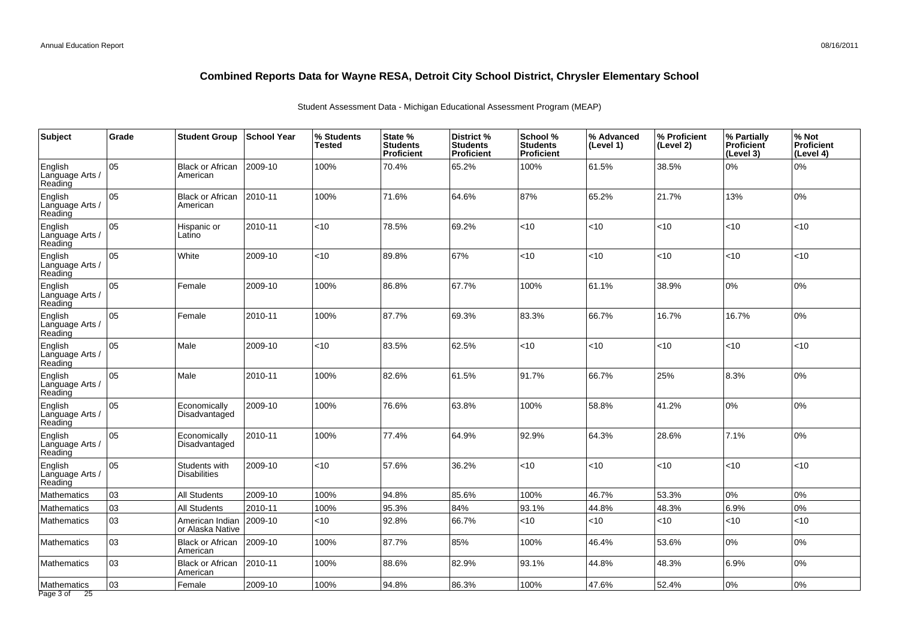## Combined Reports Data for Wayne RESA, Detroit City School District, Chrysler Elementary School

Student Assessment Data - Michigan Educational Assessment Program (MEAP)

| Subject | Grade | Student Group | School Year | % Students Tested | State % Students Proficient | District % Students Proficient | School % Students Proficient | % Advanced (Level 1) | % Proficient (Level 2) | % Partially Proficient (Level 3) | % Not Proficient (Level 4) |
|---|---|---|---|---|---|---|---|---|---|---|---|
| English Language Arts / Reading | 05 | Black or African American | 2009-10 | 100% | 70.4% | 65.2% | 100% | 61.5% | 38.5% | 0% | 0% |
| English Language Arts / Reading | 05 | Black or African American | 2010-11 | 100% | 71.6% | 64.6% | 87% | 65.2% | 21.7% | 13% | 0% |
| English Language Arts / Reading | 05 | Hispanic or Latino | 2010-11 | <10 | 78.5% | 69.2% | <10 | <10 | <10 | <10 | <10 |
| English Language Arts / Reading | 05 | White | 2009-10 | <10 | 89.8% | 67% | <10 | <10 | <10 | <10 | <10 |
| English Language Arts / Reading | 05 | Female | 2009-10 | 100% | 86.8% | 67.7% | 100% | 61.1% | 38.9% | 0% | 0% |
| English Language Arts / Reading | 05 | Female | 2010-11 | 100% | 87.7% | 69.3% | 83.3% | 66.7% | 16.7% | 16.7% | 0% |
| English Language Arts / Reading | 05 | Male | 2009-10 | <10 | 83.5% | 62.5% | <10 | <10 | <10 | <10 | <10 |
| English Language Arts / Reading | 05 | Male | 2010-11 | 100% | 82.6% | 61.5% | 91.7% | 66.7% | 25% | 8.3% | 0% |
| English Language Arts / Reading | 05 | Economically Disadvantaged | 2009-10 | 100% | 76.6% | 63.8% | 100% | 58.8% | 41.2% | 0% | 0% |
| English Language Arts / Reading | 05 | Economically Disadvantaged | 2010-11 | 100% | 77.4% | 64.9% | 92.9% | 64.3% | 28.6% | 7.1% | 0% |
| English Language Arts / Reading | 05 | Students with Disabilities | 2009-10 | <10 | 57.6% | 36.2% | <10 | <10 | <10 | <10 | <10 |
| Mathematics | 03 | All Students | 2009-10 | 100% | 94.8% | 85.6% | 100% | 46.7% | 53.3% | 0% | 0% |
| Mathematics | 03 | All Students | 2010-11 | 100% | 95.3% | 84% | 93.1% | 44.8% | 48.3% | 6.9% | 0% |
| Mathematics | 03 | American Indian or Alaska Native | 2009-10 | <10 | 92.8% | 66.7% | <10 | <10 | <10 | <10 | <10 |
| Mathematics | 03 | Black or African American | 2009-10 | 100% | 87.7% | 85% | 100% | 46.4% | 53.6% | 0% | 0% |
| Mathematics | 03 | Black or African American | 2010-11 | 100% | 88.6% | 82.9% | 93.1% | 44.8% | 48.3% | 6.9% | 0% |
| Mathematics | 03 | Female | 2009-10 | 100% | 94.8% | 86.3% | 100% | 47.6% | 52.4% | 0% | 0% |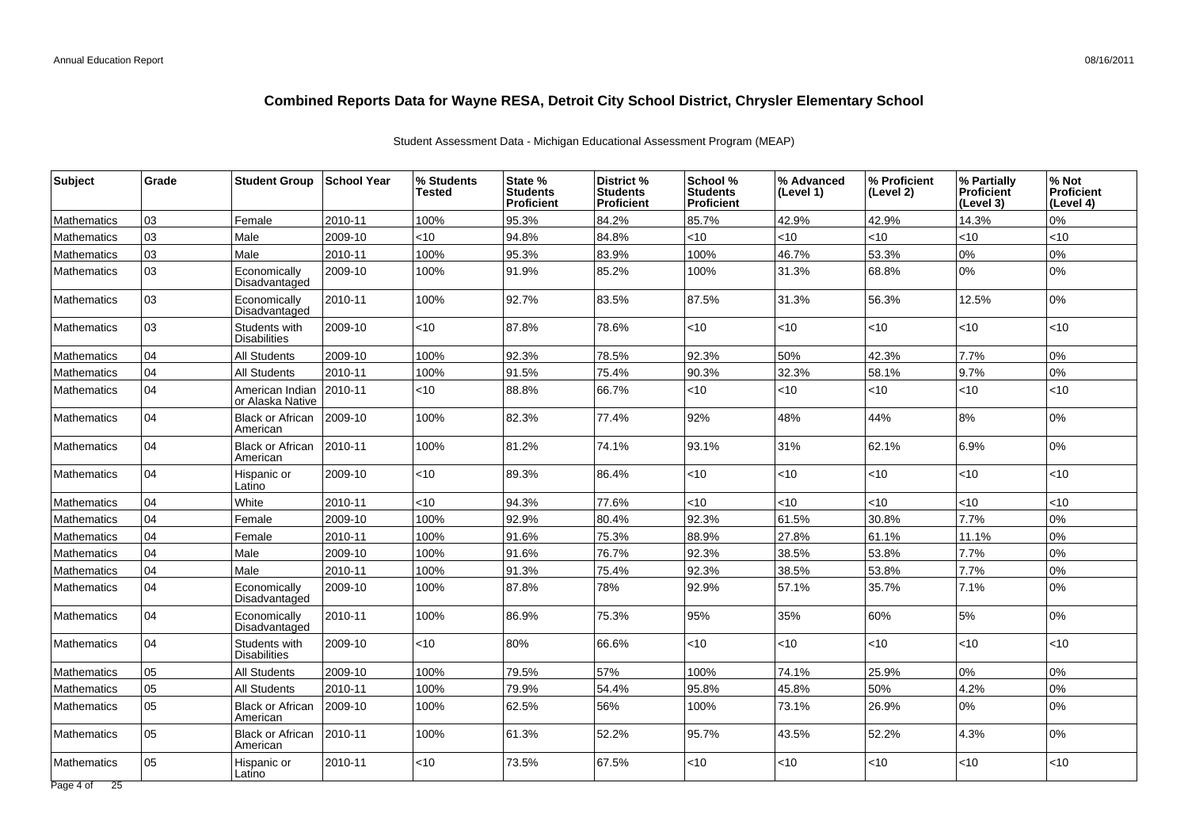# Combined Reports Data for Wayne RESA, Detroit City School District, Chrysler Elementary School

Student Assessment Data - Michigan Educational Assessment Program (MEAP)

| Subject | Grade | Student Group | School Year | % Students Tested | State % Students Proficient | District % Students Proficient | School % Students Proficient | % Advanced (Level 1) | % Proficient (Level 2) | % Partially Proficient (Level 3) | % Not Proficient (Level 4) |
|---|---|---|---|---|---|---|---|---|---|---|---|
| Mathematics | 03 | Female | 2010-11 | 100% | 95.3% | 84.2% | 85.7% | 42.9% | 42.9% | 14.3% | 0% |
| Mathematics | 03 | Male | 2009-10 | <10 | 94.8% | 84.8% | <10 | <10 | <10 | <10 | <10 |
| Mathematics | 03 | Male | 2010-11 | 100% | 95.3% | 83.9% | 100% | 46.7% | 53.3% | 0% | 0% |
| Mathematics | 03 | Economically Disadvantaged | 2009-10 | 100% | 91.9% | 85.2% | 100% | 31.3% | 68.8% | 0% | 0% |
| Mathematics | 03 | Economically Disadvantaged | 2010-11 | 100% | 92.7% | 83.5% | 87.5% | 31.3% | 56.3% | 12.5% | 0% |
| Mathematics | 03 | Students with Disabilities | 2009-10 | <10 | 87.8% | 78.6% | <10 | <10 | <10 | <10 | <10 |
| Mathematics | 04 | All Students | 2009-10 | 100% | 92.3% | 78.5% | 92.3% | 50% | 42.3% | 7.7% | 0% |
| Mathematics | 04 | All Students | 2010-11 | 100% | 91.5% | 75.4% | 90.3% | 32.3% | 58.1% | 9.7% | 0% |
| Mathematics | 04 | American Indian or Alaska Native | 2010-11 | <10 | 88.8% | 66.7% | <10 | <10 | <10 | <10 | <10 |
| Mathematics | 04 | Black or African American | 2009-10 | 100% | 82.3% | 77.4% | 92% | 48% | 44% | 8% | 0% |
| Mathematics | 04 | Black or African American | 2010-11 | 100% | 81.2% | 74.1% | 93.1% | 31% | 62.1% | 6.9% | 0% |
| Mathematics | 04 | Hispanic or Latino | 2009-10 | <10 | 89.3% | 86.4% | <10 | <10 | <10 | <10 | <10 |
| Mathematics | 04 | White | 2010-11 | <10 | 94.3% | 77.6% | <10 | <10 | <10 | <10 | <10 |
| Mathematics | 04 | Female | 2009-10 | 100% | 92.9% | 80.4% | 92.3% | 61.5% | 30.8% | 7.7% | 0% |
| Mathematics | 04 | Female | 2010-11 | 100% | 91.6% | 75.3% | 88.9% | 27.8% | 61.1% | 11.1% | 0% |
| Mathematics | 04 | Male | 2009-10 | 100% | 91.6% | 76.7% | 92.3% | 38.5% | 53.8% | 7.7% | 0% |
| Mathematics | 04 | Male | 2010-11 | 100% | 91.3% | 75.4% | 92.3% | 38.5% | 53.8% | 7.7% | 0% |
| Mathematics | 04 | Economically Disadvantaged | 2009-10 | 100% | 87.8% | 78% | 92.9% | 57.1% | 35.7% | 7.1% | 0% |
| Mathematics | 04 | Economically Disadvantaged | 2010-11 | 100% | 86.9% | 75.3% | 95% | 35% | 60% | 5% | 0% |
| Mathematics | 04 | Students with Disabilities | 2009-10 | <10 | 80% | 66.6% | <10 | <10 | <10 | <10 | <10 |
| Mathematics | 05 | All Students | 2009-10 | 100% | 79.5% | 57% | 100% | 74.1% | 25.9% | 0% | 0% |
| Mathematics | 05 | All Students | 2010-11 | 100% | 79.9% | 54.4% | 95.8% | 45.8% | 50% | 4.2% | 0% |
| Mathematics | 05 | Black or African American | 2009-10 | 100% | 62.5% | 56% | 100% | 73.1% | 26.9% | 0% | 0% |
| Mathematics | 05 | Black or African American | 2010-11 | 100% | 61.3% | 52.2% | 95.7% | 43.5% | 52.2% | 4.3% | 0% |
| Mathematics | 05 | Hispanic or Latino | 2010-11 | <10 | 73.5% | 67.5% | <10 | <10 | <10 | <10 | <10 |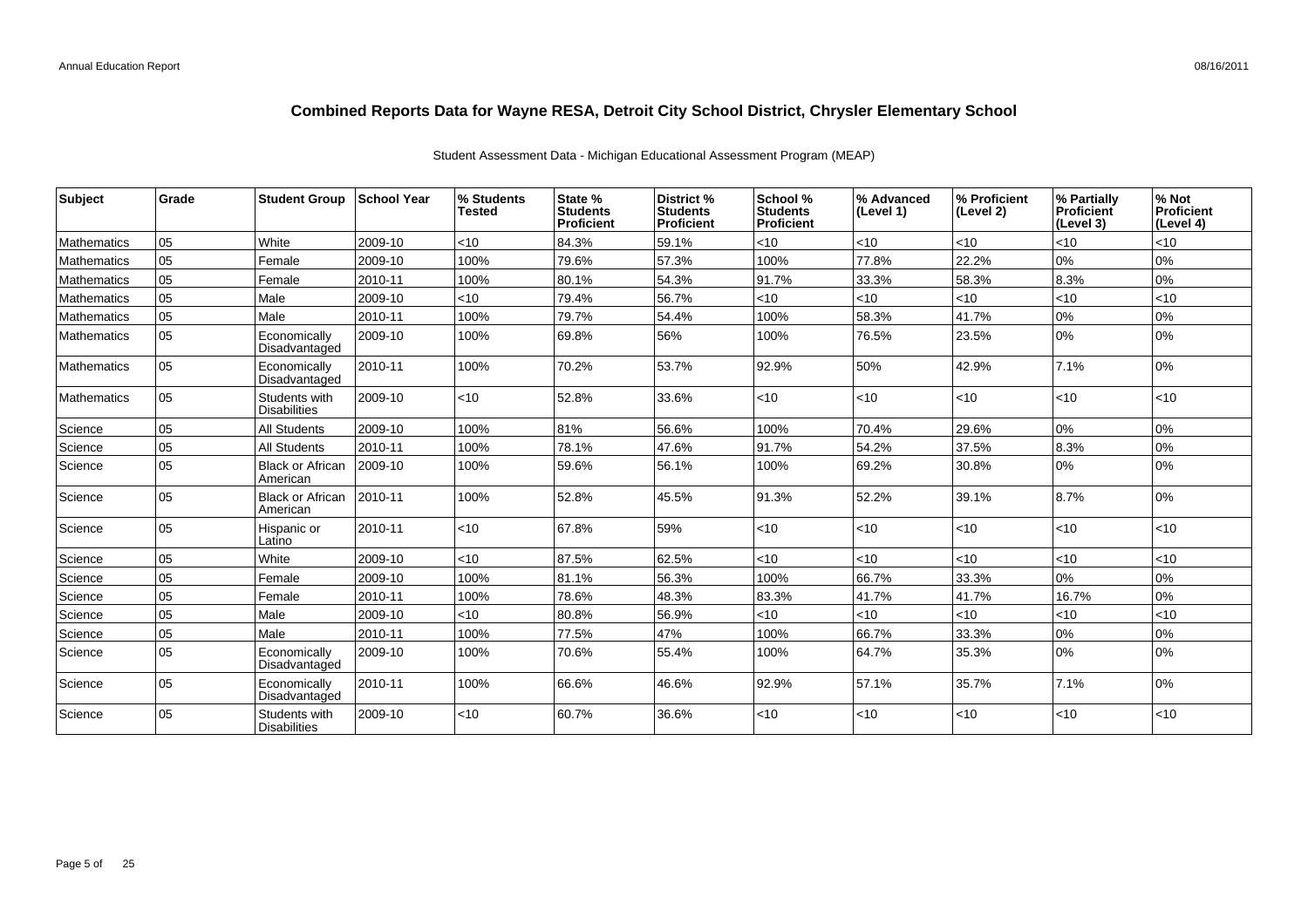# Combined Reports Data for Wayne RESA, Detroit City School District, Chrysler Elementary School

Student Assessment Data - Michigan Educational Assessment Program (MEAP)

| Subject | Grade | Student Group | School Year | % Students Tested | State % Students Proficient | District % Students Proficient | School % Students Proficient | % Advanced (Level 1) | % Proficient (Level 2) | % Partially Proficient (Level 3) | % Not Proficient (Level 4) |
|---|---|---|---|---|---|---|---|---|---|---|---|
| Mathematics | 05 | White | 2009-10 | <10 | 84.3% | 59.1% | <10 | <10 | <10 | <10 | <10 |
| Mathematics | 05 | Female | 2009-10 | 100% | 79.6% | 57.3% | 100% | 77.8% | 22.2% | 0% | 0% |
| Mathematics | 05 | Female | 2010-11 | 100% | 80.1% | 54.3% | 91.7% | 33.3% | 58.3% | 8.3% | 0% |
| Mathematics | 05 | Male | 2009-10 | <10 | 79.4% | 56.7% | <10 | <10 | <10 | <10 | <10 |
| Mathematics | 05 | Male | 2010-11 | 100% | 79.7% | 54.4% | 100% | 58.3% | 41.7% | 0% | 0% |
| Mathematics | 05 | Economically Disadvantaged | 2009-10 | 100% | 69.8% | 56% | 100% | 76.5% | 23.5% | 0% | 0% |
| Mathematics | 05 | Economically Disadvantaged | 2010-11 | 100% | 70.2% | 53.7% | 92.9% | 50% | 42.9% | 7.1% | 0% |
| Mathematics | 05 | Students with Disabilities | 2009-10 | <10 | 52.8% | 33.6% | <10 | <10 | <10 | <10 | <10 |
| Science | 05 | All Students | 2009-10 | 100% | 81% | 56.6% | 100% | 70.4% | 29.6% | 0% | 0% |
| Science | 05 | All Students | 2010-11 | 100% | 78.1% | 47.6% | 91.7% | 54.2% | 37.5% | 8.3% | 0% |
| Science | 05 | Black or African American | 2009-10 | 100% | 59.6% | 56.1% | 100% | 69.2% | 30.8% | 0% | 0% |
| Science | 05 | Black or African American | 2010-11 | 100% | 52.8% | 45.5% | 91.3% | 52.2% | 39.1% | 8.7% | 0% |
| Science | 05 | Hispanic or Latino | 2010-11 | <10 | 67.8% | 59% | <10 | <10 | <10 | <10 | <10 |
| Science | 05 | White | 2009-10 | <10 | 87.5% | 62.5% | <10 | <10 | <10 | <10 | <10 |
| Science | 05 | Female | 2009-10 | 100% | 81.1% | 56.3% | 100% | 66.7% | 33.3% | 0% | 0% |
| Science | 05 | Female | 2010-11 | 100% | 78.6% | 48.3% | 83.3% | 41.7% | 41.7% | 16.7% | 0% |
| Science | 05 | Male | 2009-10 | <10 | 80.8% | 56.9% | <10 | <10 | <10 | <10 | <10 |
| Science | 05 | Male | 2010-11 | 100% | 77.5% | 47% | 100% | 66.7% | 33.3% | 0% | 0% |
| Science | 05 | Economically Disadvantaged | 2009-10 | 100% | 70.6% | 55.4% | 100% | 64.7% | 35.3% | 0% | 0% |
| Science | 05 | Economically Disadvantaged | 2010-11 | 100% | 66.6% | 46.6% | 92.9% | 57.1% | 35.7% | 7.1% | 0% |
| Science | 05 | Students with Disabilities | 2009-10 | <10 | 60.7% | 36.6% | <10 | <10 | <10 | <10 | <10 |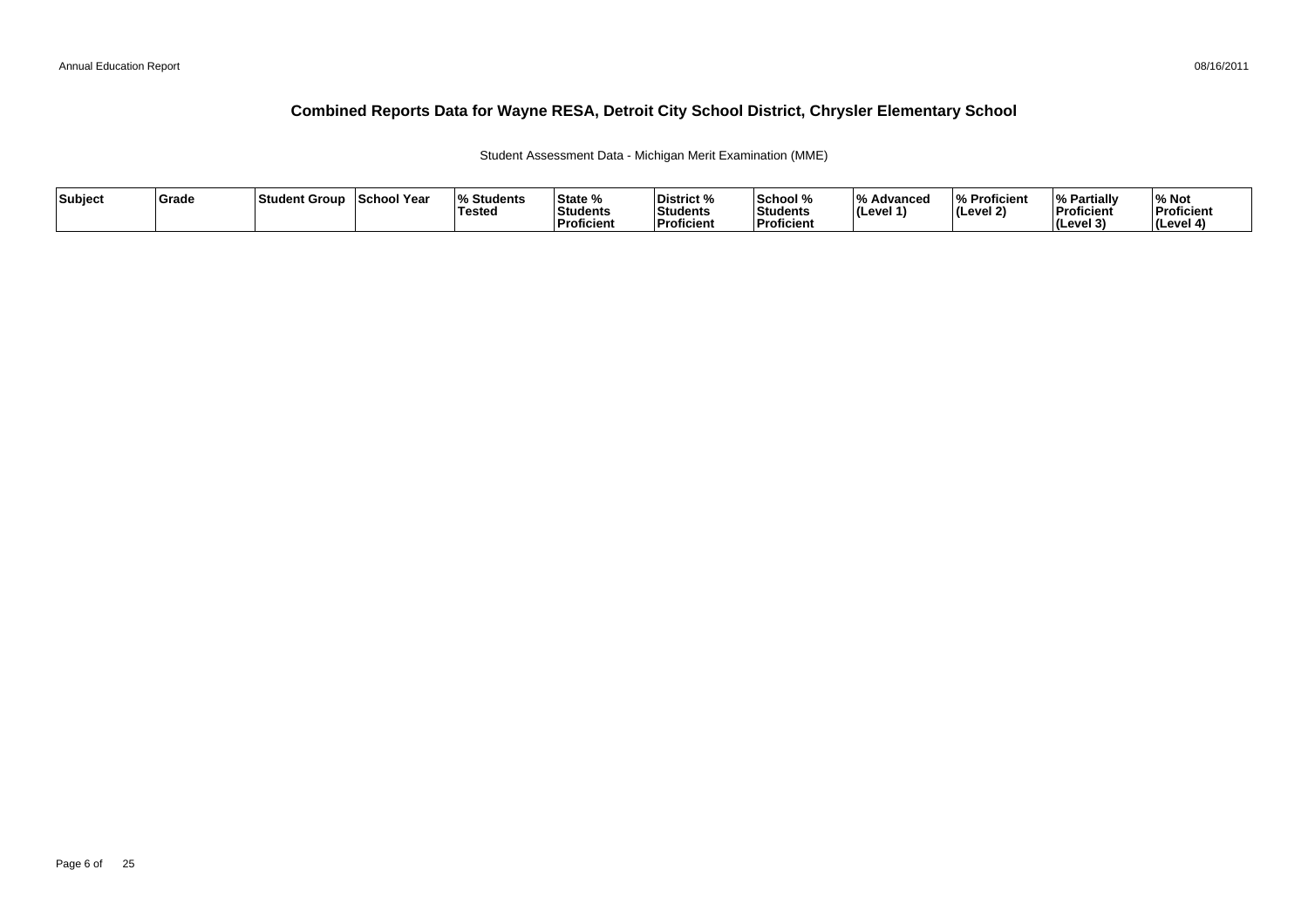# Combined Reports Data for Wayne RESA, Detroit City School District, Chrysler Elementary School

Student Assessment Data - Michigan Merit Examination (MME)

| Subject | Grade | Student Group | School Year | % Students Tested | State % Students Proficient | District % Students Proficient | School % Students Proficient | % Advanced (Level 1) | % Proficient (Level 2) | % Partially Proficient (Level 3) | % Not Proficient (Level 4) |
|---|---|---|---|---|---|---|---|---|---|---|---|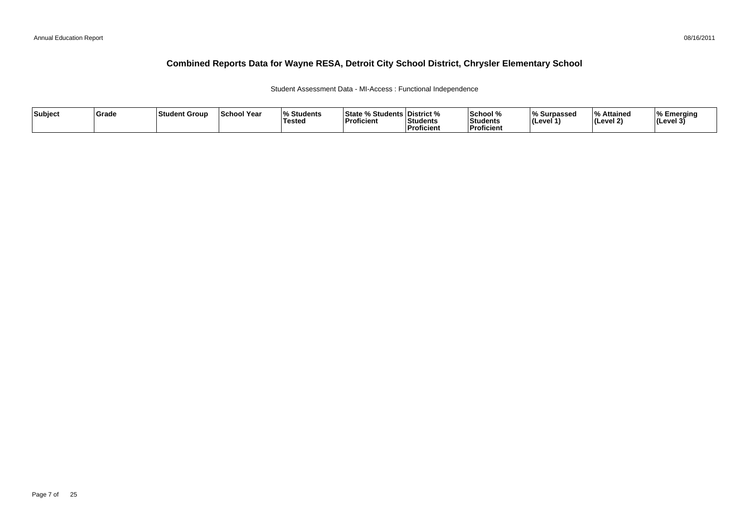# Combined Reports Data for Wayne RESA, Detroit City School District, Chrysler Elementary School

Student Assessment Data - MI-Access : Functional Independence

| Subject | Grade | Student Group | School Year | % Students Tested | State % Students Proficient | District % Students Proficient | School % Students Proficient | % Surpassed (Level 1) | % Attained (Level 2) | % Emerging (Level 3) |
|---|---|---|---|---|---|---|---|---|---|---|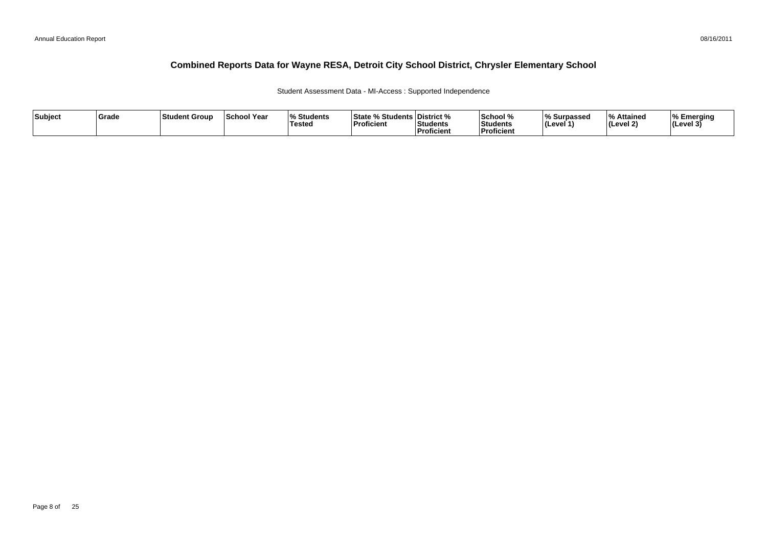# Combined Reports Data for Wayne RESA, Detroit City School District, Chrysler Elementary School

Student Assessment Data - MI-Access : Supported Independence

| Subject | Grade | Student Group | School Year | % Students Tested | State % Students Proficient | District % Students Proficient | School % Students Proficient | % Surpassed (Level 1) | % Attained (Level 2) | % Emerging (Level 3) |
|---|---|---|---|---|---|---|---|---|---|---|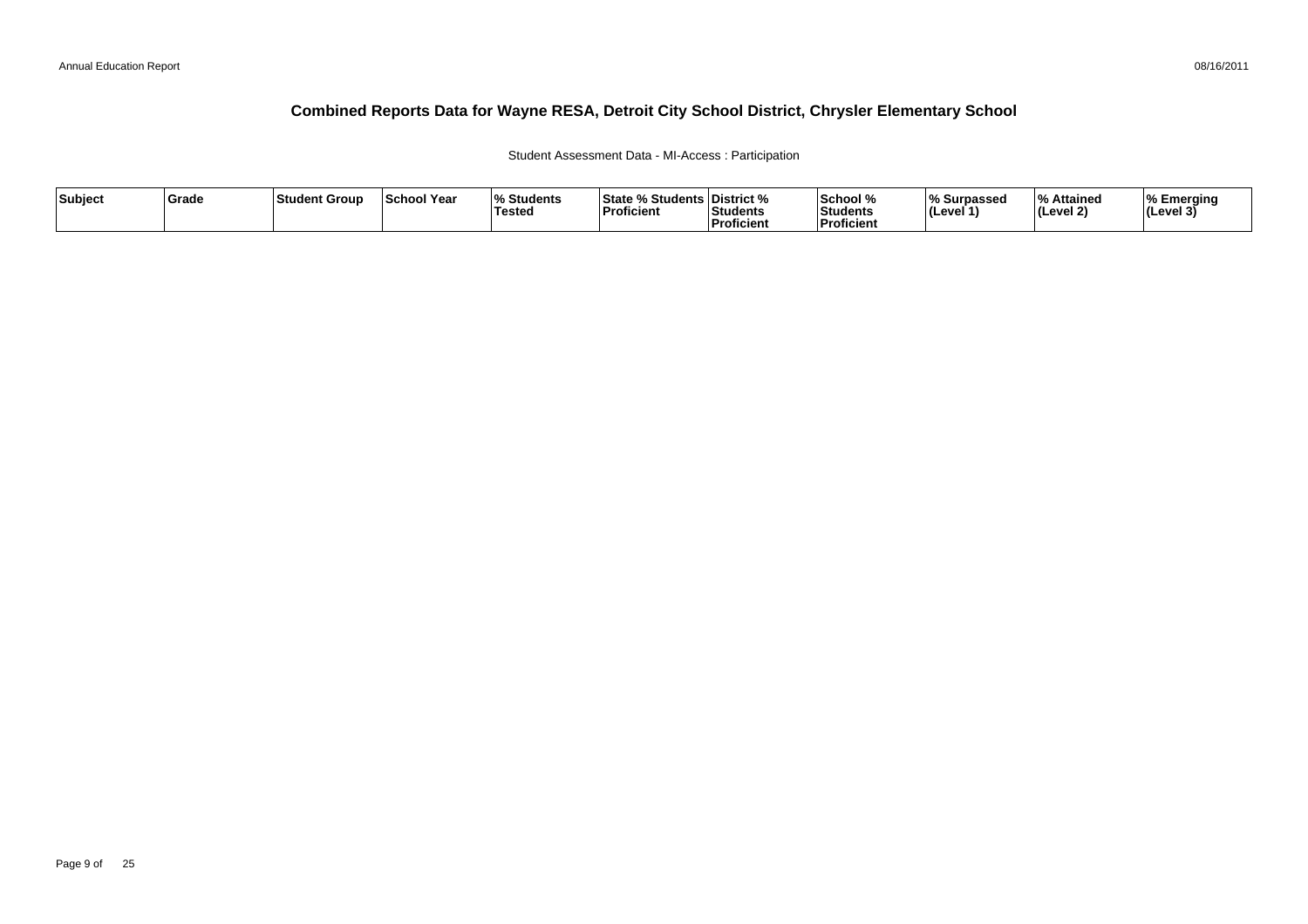# Combined Reports Data for Wayne RESA, Detroit City School District, Chrysler Elementary School

Student Assessment Data - MI-Access : Participation

| Subject | Grade | Student Group | School Year | % Students Tested | State % Students Proficient | District % Students Proficient | School % Students Proficient | % Surpassed (Level 1) | % Attained (Level 2) | % Emerging (Level 3) |
|---|---|---|---|---|---|---|---|---|---|---|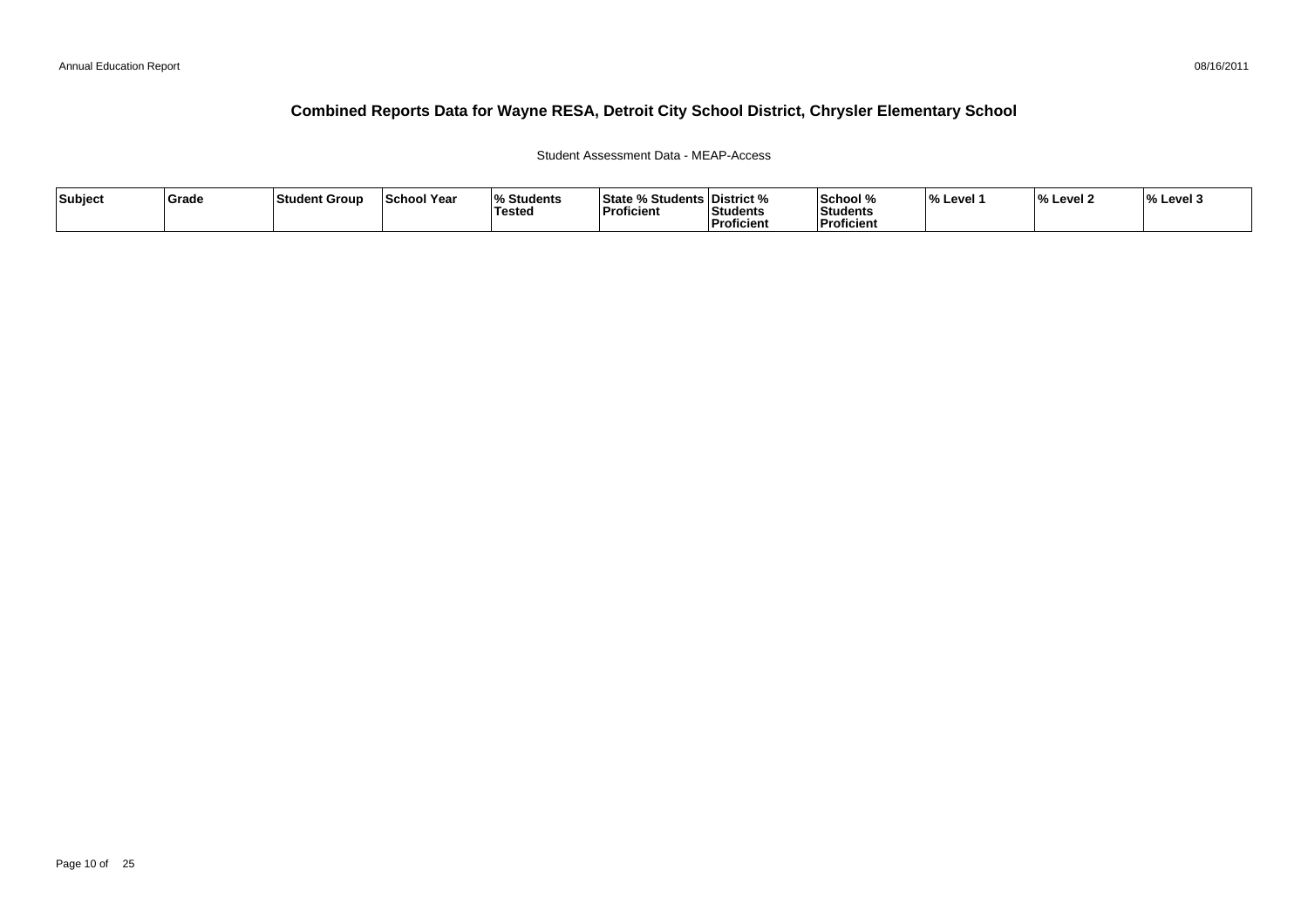# Combined Reports Data for Wayne RESA, Detroit City School District, Chrysler Elementary School

Student Assessment Data - MEAP-Access

| Subject | Grade | Student Group | School Year | % Students Tested | State % Students Proficient | District % Students Proficient | School % Students Proficient | % Level 1 | % Level 2 | % Level 3 |
|---|---|---|---|---|---|---|---|---|---|---|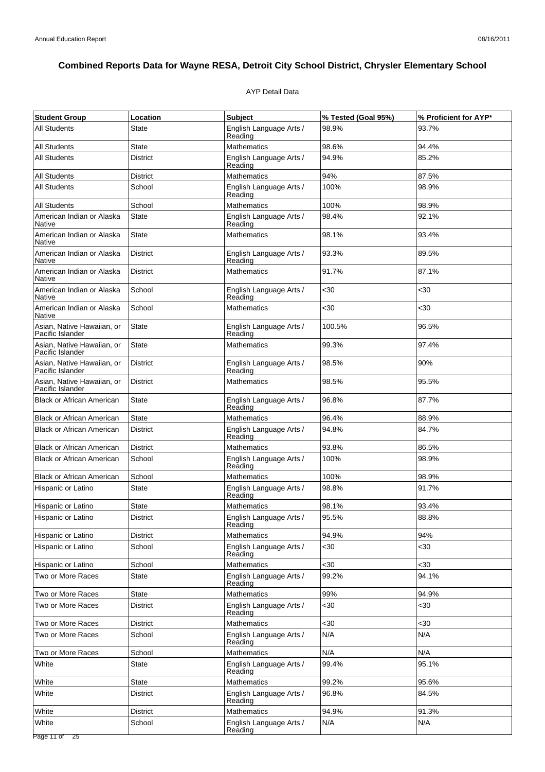# Combined Reports Data for Wayne RESA, Detroit City School District, Chrysler Elementary School

AYP Detail Data

| Student Group | Location | Subject | % Tested (Goal 95%) | % Proficient for AYP* |
|---|---|---|---|---|
| All Students | State | English Language Arts / Reading | 98.9% | 93.7% |
| All Students | State | Mathematics | 98.6% | 94.4% |
| All Students | District | English Language Arts / Reading | 94.9% | 85.2% |
| All Students | District | Mathematics | 94% | 87.5% |
| All Students | School | English Language Arts / Reading | 100% | 98.9% |
| All Students | School | Mathematics | 100% | 98.9% |
| American Indian or Alaska Native | State | English Language Arts / Reading | 98.4% | 92.1% |
| American Indian or Alaska Native | State | Mathematics | 98.1% | 93.4% |
| American Indian or Alaska Native | District | English Language Arts / Reading | 93.3% | 89.5% |
| American Indian or Alaska Native | District | Mathematics | 91.7% | 87.1% |
| American Indian or Alaska Native | School | English Language Arts / Reading | <30 | <30 |
| American Indian or Alaska Native | School | Mathematics | <30 | <30 |
| Asian, Native Hawaiian, or Pacific Islander | State | English Language Arts / Reading | 100.5% | 96.5% |
| Asian, Native Hawaiian, or Pacific Islander | State | Mathematics | 99.3% | 97.4% |
| Asian, Native Hawaiian, or Pacific Islander | District | English Language Arts / Reading | 98.5% | 90% |
| Asian, Native Hawaiian, or Pacific Islander | District | Mathematics | 98.5% | 95.5% |
| Black or African American | State | English Language Arts / Reading | 96.8% | 87.7% |
| Black or African American | State | Mathematics | 96.4% | 88.9% |
| Black or African American | District | English Language Arts / Reading | 94.8% | 84.7% |
| Black or African American | District | Mathematics | 93.8% | 86.5% |
| Black or African American | School | English Language Arts / Reading | 100% | 98.9% |
| Black or African American | School | Mathematics | 100% | 98.9% |
| Hispanic or Latino | State | English Language Arts / Reading | 98.8% | 91.7% |
| Hispanic or Latino | State | Mathematics | 98.1% | 93.4% |
| Hispanic or Latino | District | English Language Arts / Reading | 95.5% | 88.8% |
| Hispanic or Latino | District | Mathematics | 94.9% | 94% |
| Hispanic or Latino | School | English Language Arts / Reading | <30 | <30 |
| Hispanic or Latino | School | Mathematics | <30 | <30 |
| Two or More Races | State | English Language Arts / Reading | 99.2% | 94.1% |
| Two or More Races | State | Mathematics | 99% | 94.9% |
| Two or More Races | District | English Language Arts / Reading | <30 | <30 |
| Two or More Races | District | Mathematics | <30 | <30 |
| Two or More Races | School | English Language Arts / Reading | N/A | N/A |
| Two or More Races | School | Mathematics | N/A | N/A |
| White | State | English Language Arts / Reading | 99.4% | 95.1% |
| White | State | Mathematics | 99.2% | 95.6% |
| White | District | English Language Arts / Reading | 96.8% | 84.5% |
| White | District | Mathematics | 94.9% | 91.3% |
| White | School | English Language Arts / Reading | N/A | N/A |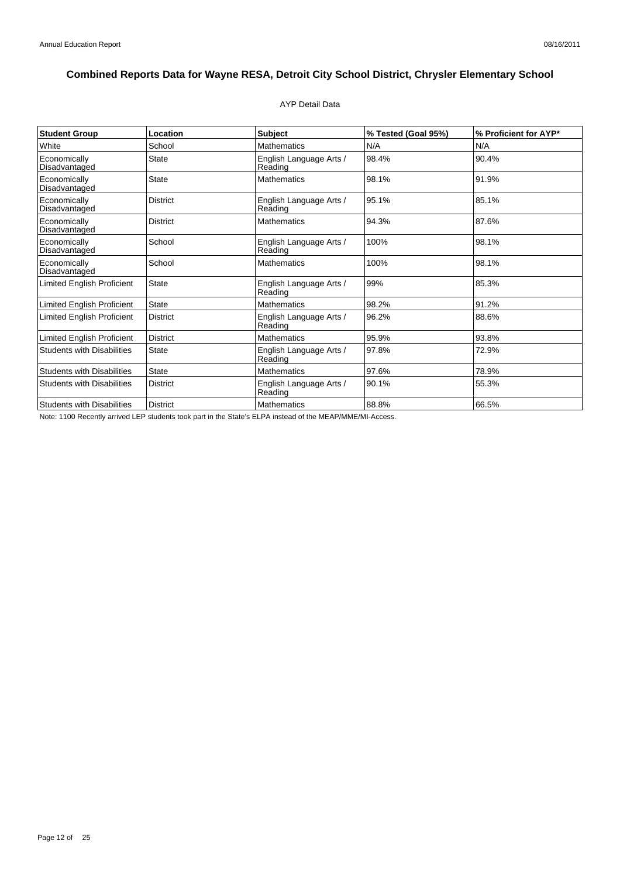# Combined Reports Data for Wayne RESA, Detroit City School District, Chrysler Elementary School

AYP Detail Data

| Student Group | Location | Subject | % Tested (Goal 95%) | % Proficient for AYP* |
|---|---|---|---|---|
| White | School | Mathematics | N/A | N/A |
| Economically Disadvantaged | State | English Language Arts / Reading | 98.4% | 90.4% |
| Economically Disadvantaged | State | Mathematics | 98.1% | 91.9% |
| Economically Disadvantaged | District | English Language Arts / Reading | 95.1% | 85.1% |
| Economically Disadvantaged | District | Mathematics | 94.3% | 87.6% |
| Economically Disadvantaged | School | English Language Arts / Reading | 100% | 98.1% |
| Economically Disadvantaged | School | Mathematics | 100% | 98.1% |
| Limited English Proficient | State | English Language Arts / Reading | 99% | 85.3% |
| Limited English Proficient | State | Mathematics | 98.2% | 91.2% |
| Limited English Proficient | District | English Language Arts / Reading | 96.2% | 88.6% |
| Limited English Proficient | District | Mathematics | 95.9% | 93.8% |
| Students with Disabilities | State | English Language Arts / Reading | 97.8% | 72.9% |
| Students with Disabilities | State | Mathematics | 97.6% | 78.9% |
| Students with Disabilities | District | English Language Arts / Reading | 90.1% | 55.3% |
| Students with Disabilities | District | Mathematics | 88.8% | 66.5% |

Note: 1100 Recently arrived LEP students took part in the State's ELPA instead of the MEAP/MME/MI-Access.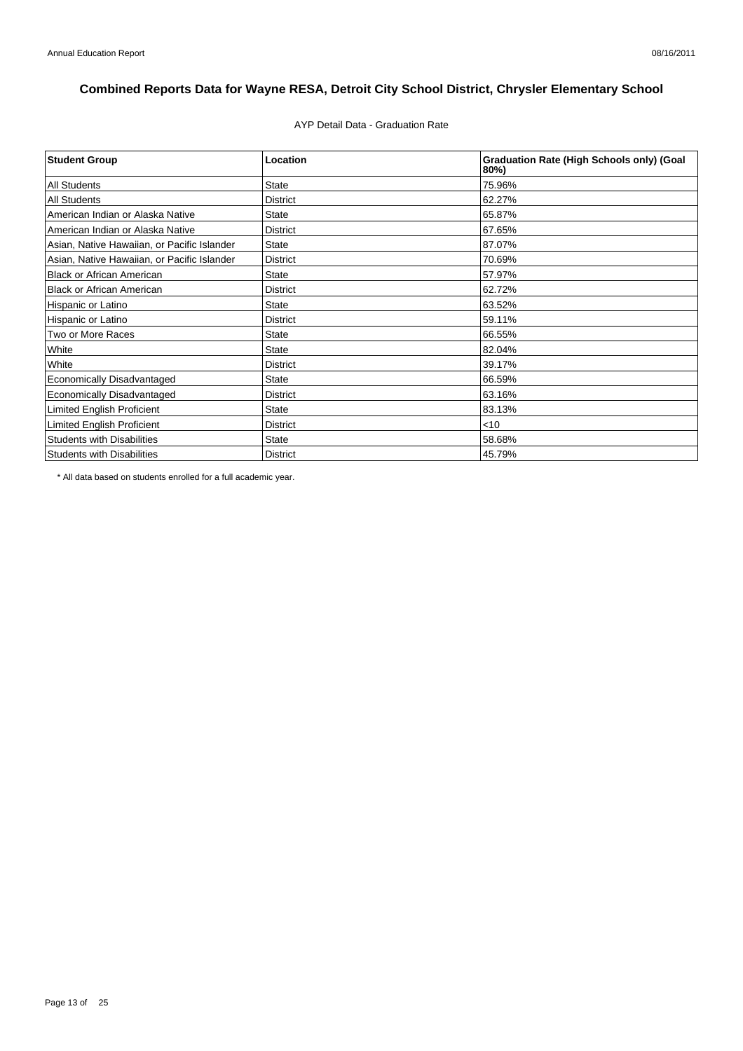# Combined Reports Data for Wayne RESA, Detroit City School District, Chrysler Elementary School

AYP Detail Data - Graduation Rate

| Student Group | Location | Graduation Rate (High Schools only) (Goal 80%) |
|---|---|---|
| All Students | State | 75.96% |
| All Students | District | 62.27% |
| American Indian or Alaska Native | State | 65.87% |
| American Indian or Alaska Native | District | 67.65% |
| Asian, Native Hawaiian, or Pacific Islander | State | 87.07% |
| Asian, Native Hawaiian, or Pacific Islander | District | 70.69% |
| Black or African American | State | 57.97% |
| Black or African American | District | 62.72% |
| Hispanic or Latino | State | 63.52% |
| Hispanic or Latino | District | 59.11% |
| Two or More Races | State | 66.55% |
| White | State | 82.04% |
| White | District | 39.17% |
| Economically Disadvantaged | State | 66.59% |
| Economically Disadvantaged | District | 63.16% |
| Limited English Proficient | State | 83.13% |
| Limited English Proficient | District | <10 |
| Students with Disabilities | State | 58.68% |
| Students with Disabilities | District | 45.79% |

* All data based on students enrolled for a full academic year.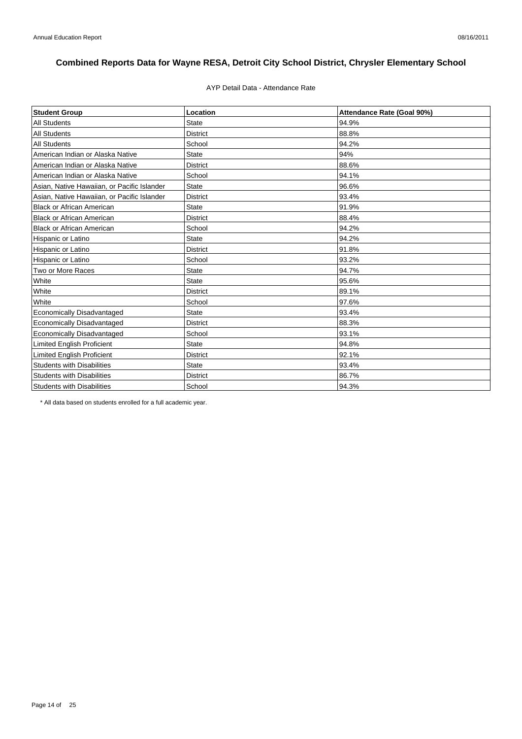# Combined Reports Data for Wayne RESA, Detroit City School District, Chrysler Elementary School

AYP Detail Data - Attendance Rate

| Student Group | Location | Attendance Rate (Goal 90%) |
| --- | --- | --- |
| All Students | State | 94.9% |
| All Students | District | 88.8% |
| All Students | School | 94.2% |
| American Indian or Alaska Native | State | 94% |
| American Indian or Alaska Native | District | 88.6% |
| American Indian or Alaska Native | School | 94.1% |
| Asian, Native Hawaiian, or Pacific Islander | State | 96.6% |
| Asian, Native Hawaiian, or Pacific Islander | District | 93.4% |
| Black or African American | State | 91.9% |
| Black or African American | District | 88.4% |
| Black or African American | School | 94.2% |
| Hispanic or Latino | State | 94.2% |
| Hispanic or Latino | District | 91.8% |
| Hispanic or Latino | School | 93.2% |
| Two or More Races | State | 94.7% |
| White | State | 95.6% |
| White | District | 89.1% |
| White | School | 97.6% |
| Economically Disadvantaged | State | 93.4% |
| Economically Disadvantaged | District | 88.3% |
| Economically Disadvantaged | School | 93.1% |
| Limited English Proficient | State | 94.8% |
| Limited English Proficient | District | 92.1% |
| Students with Disabilities | State | 93.4% |
| Students with Disabilities | District | 86.7% |
| Students with Disabilities | School | 94.3% |

\* All data based on students enrolled for a full academic year.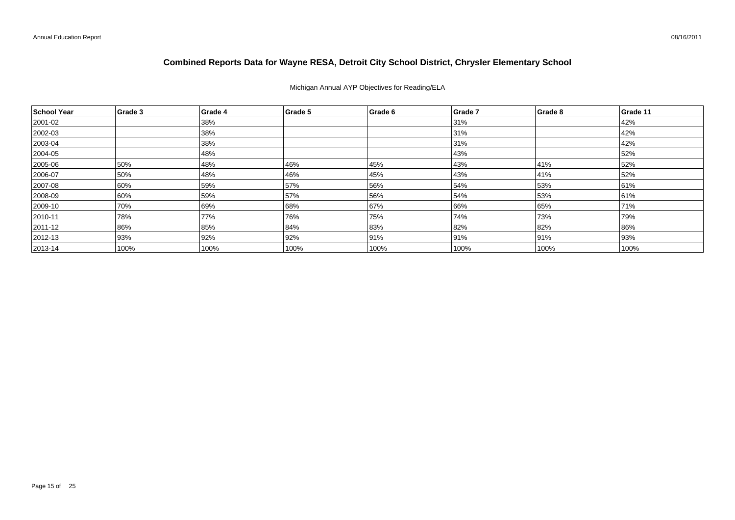# Combined Reports Data for Wayne RESA, Detroit City School District, Chrysler Elementary School

Michigan Annual AYP Objectives for Reading/ELA

| School Year | Grade 3 | Grade 4 | Grade 5 | Grade 6 | Grade 7 | Grade 8 | Grade 11 |
|---|---|---|---|---|---|---|---|
| 2001-02 | | 38% | | | 31% | | 42% |
| 2002-03 | | 38% | | | 31% | | 42% |
| 2003-04 | | 38% | | | 31% | | 42% |
| 2004-05 | | 48% | | | 43% | | 52% |
| 2005-06 | 50% | 48% | 46% | 45% | 43% | 41% | 52% |
| 2006-07 | 50% | 48% | 46% | 45% | 43% | 41% | 52% |
| 2007-08 | 60% | 59% | 57% | 56% | 54% | 53% | 61% |
| 2008-09 | 60% | 59% | 57% | 56% | 54% | 53% | 61% |
| 2009-10 | 70% | 69% | 68% | 67% | 66% | 65% | 71% |
| 2010-11 | 78% | 77% | 76% | 75% | 74% | 73% | 79% |
| 2011-12 | 86% | 85% | 84% | 83% | 82% | 82% | 86% |
| 2012-13 | 93% | 92% | 92% | 91% | 91% | 91% | 93% |
| 2013-14 | 100% | 100% | 100% | 100% | 100% | 100% | 100% |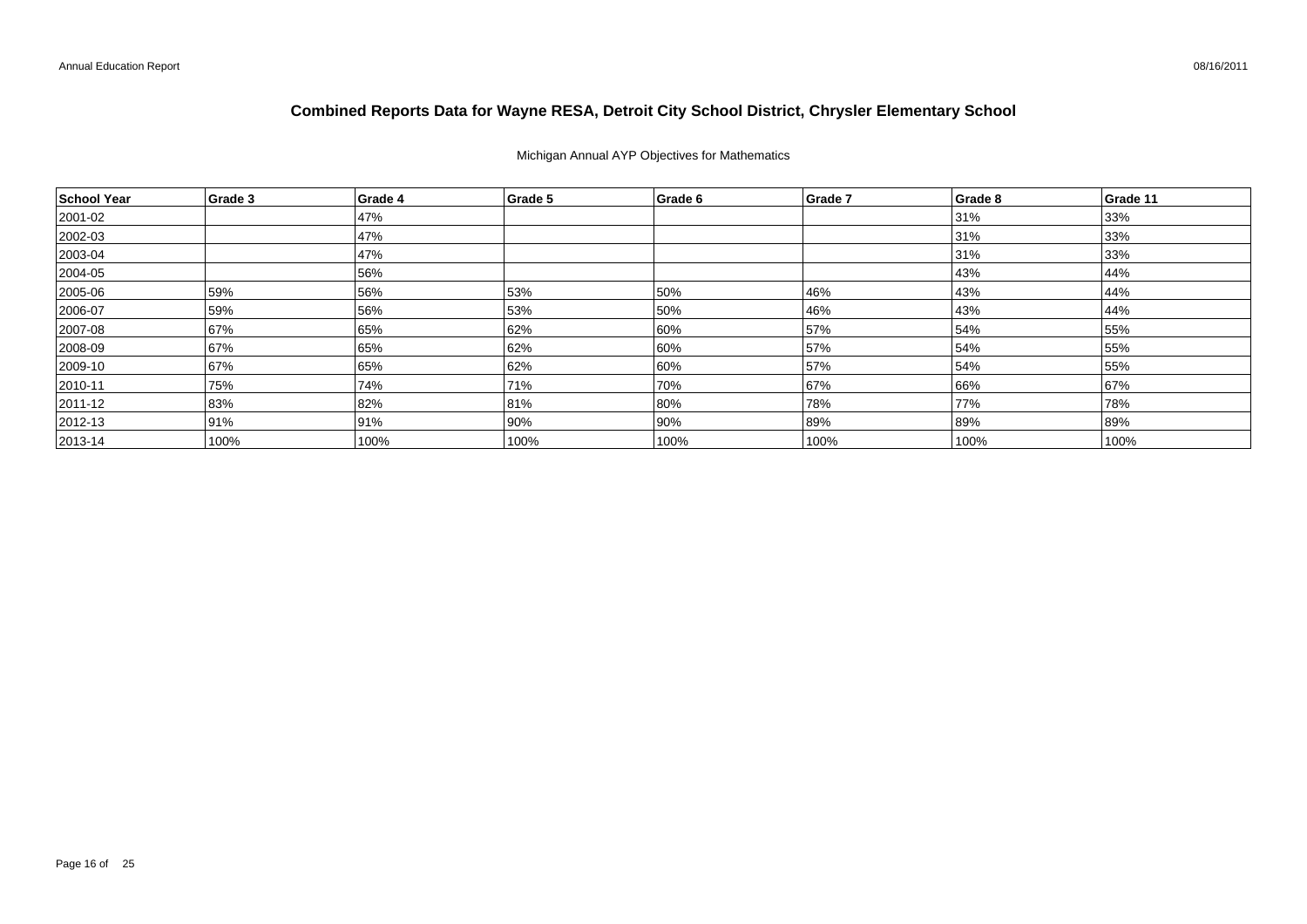# Combined Reports Data for Wayne RESA, Detroit City School District, Chrysler Elementary School

Michigan Annual AYP Objectives for Mathematics

| School Year | Grade 3 | Grade 4 | Grade 5 | Grade 6 | Grade 7 | Grade 8 | Grade 11 |
|---|---|---|---|---|---|---|---|
| 2001-02 | | 47% | | | | 31% | 33% |
| 2002-03 | | 47% | | | | 31% | 33% |
| 2003-04 | | 47% | | | | 31% | 33% |
| 2004-05 | | 56% | | | | 43% | 44% |
| 2005-06 | 59% | 56% | 53% | 50% | 46% | 43% | 44% |
| 2006-07 | 59% | 56% | 53% | 50% | 46% | 43% | 44% |
| 2007-08 | 67% | 65% | 62% | 60% | 57% | 54% | 55% |
| 2008-09 | 67% | 65% | 62% | 60% | 57% | 54% | 55% |
| 2009-10 | 67% | 65% | 62% | 60% | 57% | 54% | 55% |
| 2010-11 | 75% | 74% | 71% | 70% | 67% | 66% | 67% |
| 2011-12 | 83% | 82% | 81% | 80% | 78% | 77% | 78% |
| 2012-13 | 91% | 91% | 90% | 90% | 89% | 89% | 89% |
| 2013-14 | 100% | 100% | 100% | 100% | 100% | 100% | 100% |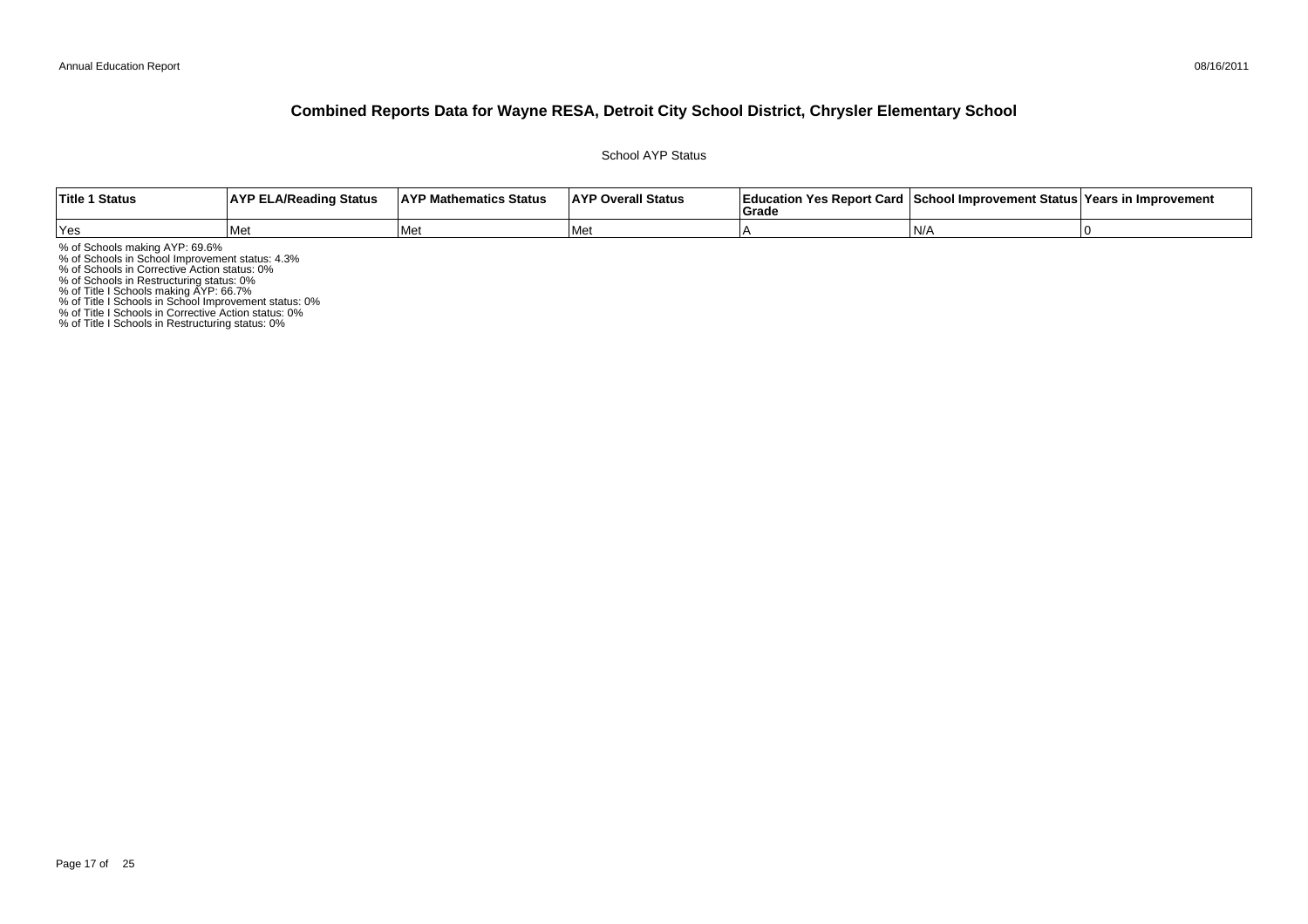# Combined Reports Data for Wayne RESA, Detroit City School District, Chrysler Elementary School

School AYP Status

| Title 1 Status | AYP ELA/Reading Status | AYP Mathematics Status | AYP Overall Status | Education Yes Report Card Grade | School Improvement Status | Years in Improvement |
|---|---|---|---|---|---|---|
| Yes | Met | Met | Met | A | N/A | 0 |

% of Schools making AYP: 69.6%
% of Schools in School Improvement status: 4.3%
% of Schools in Corrective Action status: 0%
% of Schools in Restructuring status: 0%
% of Title I Schools making AYP: 66.7%
% of Title I Schools in School Improvement status: 0%
% of Title I Schools in Corrective Action status: 0%
% of Title I Schools in Restructuring status: 0%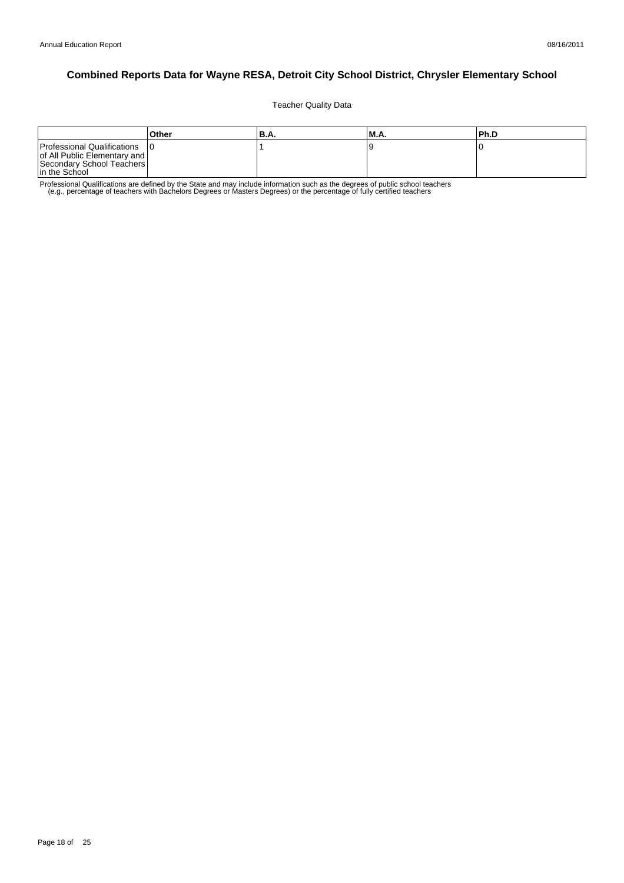# Combined Reports Data for Wayne RESA, Detroit City School District, Chrysler Elementary School

Teacher Quality Data

| | Other | B.A. | M.A. | Ph.D |
|---|---|---|---|---|
| Professional Qualifications of All Public Elementary and Secondary School Teachers in the School | 0 | 1 | 9 | 0 |

Professional Qualifications are defined by the State and may include information such as the degrees of public school teachers (e.g., percentage of teachers with Bachelors Degrees or Masters Degrees) or the percentage of fully certified teachers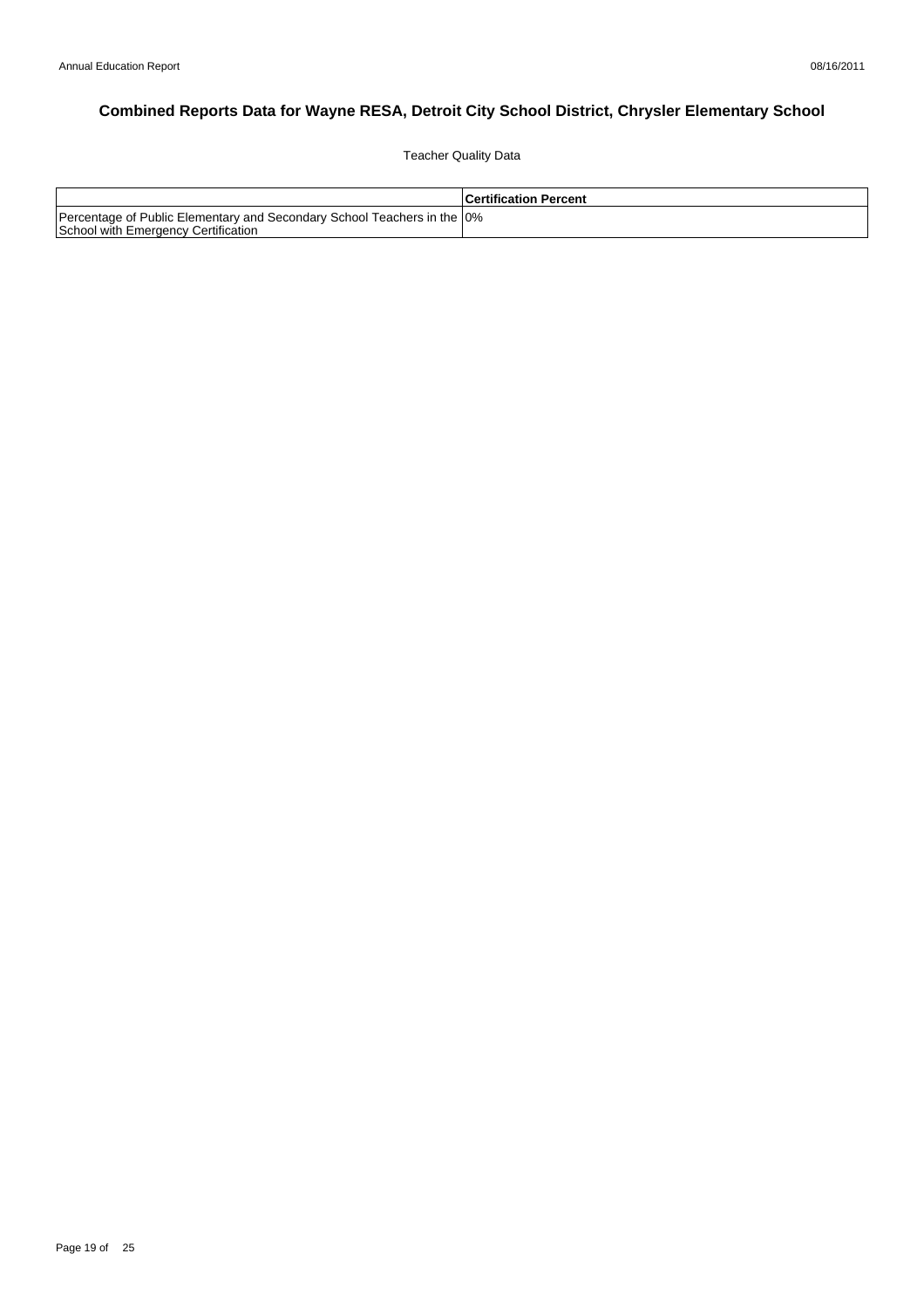# Combined Reports Data for Wayne RESA, Detroit City School District, Chrysler Elementary School

Teacher Quality Data

| | Certification Percent |
|---|---|
| Percentage of Public Elementary and Secondary School Teachers in the School with Emergency Certification | 0% |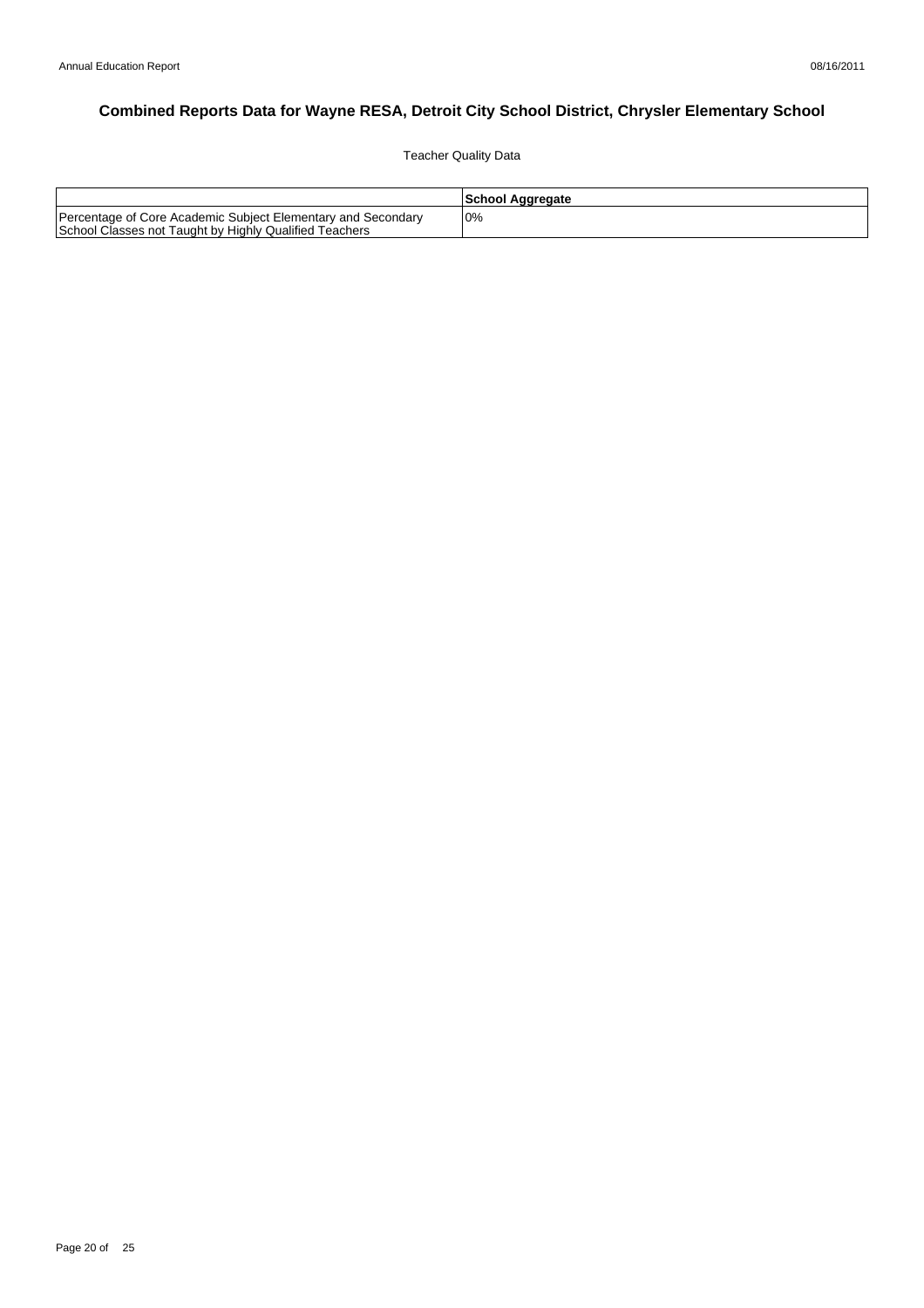# Combined Reports Data for Wayne RESA, Detroit City School District, Chrysler Elementary School

Teacher Quality Data

| | School Aggregate |
|---|---|
| Percentage of Core Academic Subject Elementary and Secondary School Classes not Taught by Highly Qualified Teachers | 0% |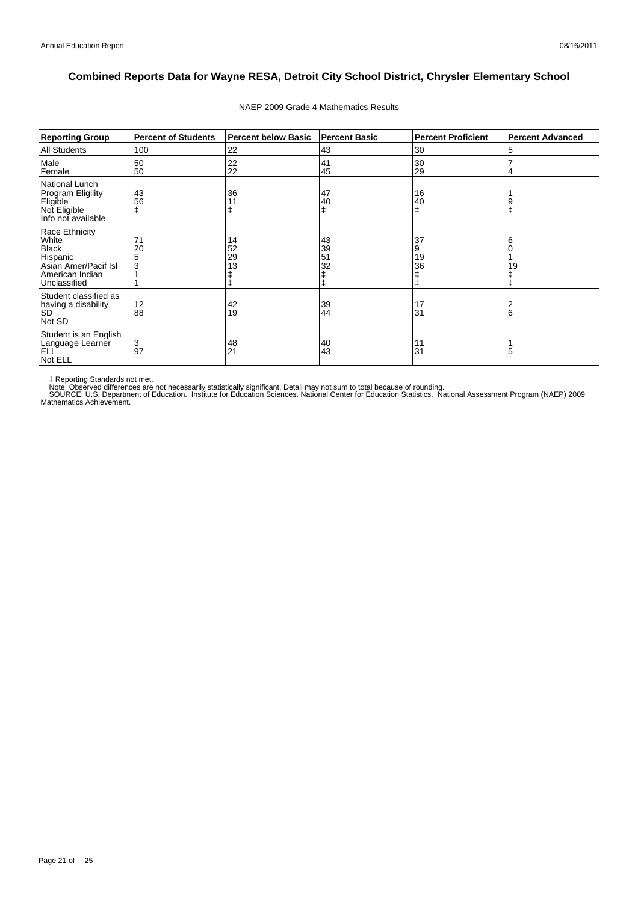# Combined Reports Data for Wayne RESA, Detroit City School District, Chrysler Elementary School

NAEP 2009 Grade 4 Mathematics Results

| Reporting Group | Percent of Students | Percent below Basic | Percent Basic | Percent Proficient | Percent Advanced |
|---|---|---|---|---|---|
| All Students | 100 | 22 | 43 | 30 | 5 |
| Male | 50 | 22 | 41 | 30 | 7 |
| Female | 50 | 22 | 45 | 29 | 4 |
| National Lunch Program Eligility | | | | | |
| Eligible | 43 | 36 | 47 | 16 | 1 |
| Not Eligible | 56 | 11 | 40 | 40 | 9 |
| Info not available | ‡ | ‡ | ‡ | ‡ | ‡ |
| Race Ethnicity | | | | | |
| White | 71 | 14 | 43 | 37 | 6 |
| Black | 20 | 52 | 39 | 9 | 0 |
| Hispanic | 5 | 29 | 51 | 19 | 1 |
| Asian Amer/Pacif Isl | 3 | 13 | 32 | 36 | 19 |
| American Indian | 1 | ‡ | ‡ | ‡ | ‡ |
| Unclassified | 1 | ‡ | ‡ | ‡ | ‡ |
| Student classified as having a disability | | | | | |
| SD | 12 | 42 | 39 | 17 | 2 |
| Not SD | 88 | 19 | 44 | 31 | 6 |
| Student is an English Language Learner | | | | | |
| ELL | 3 | 48 | 40 | 11 | 1 |
| Not ELL | 97 | 21 | 43 | 31 | 5 |

‡ Reporting Standards not met.
Note: Observed differences are not necessarily statistically significant. Detail may not sum to total because of rounding.
SOURCE: U.S. Department of Education. Institute for Education Sciences. National Center for Education Statistics. National Assessment Program (NAEP) 2009 Mathematics Achievement.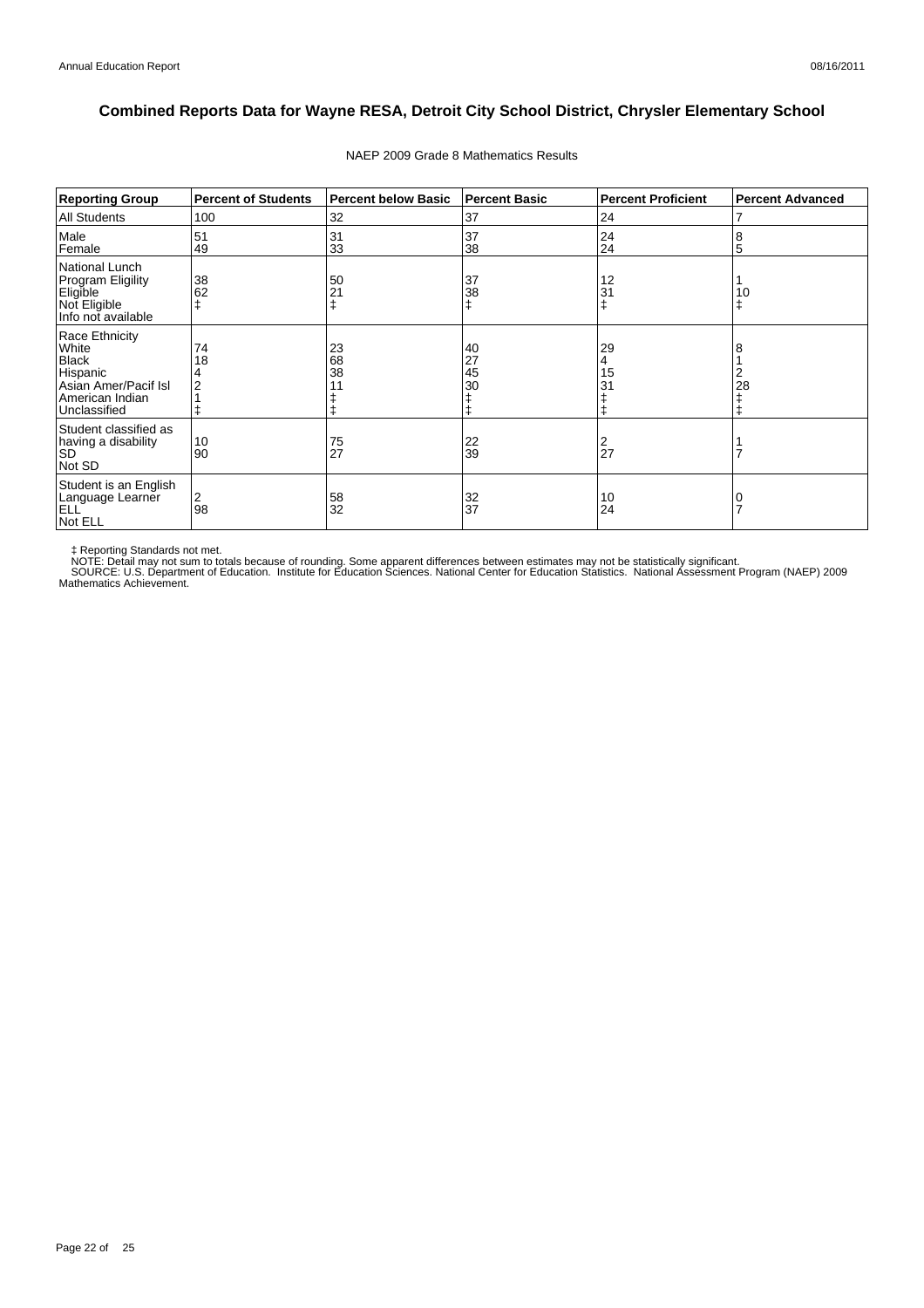Annual Education Report

08/16/2011

# Combined Reports Data for Wayne RESA, Detroit City School District, Chrysler Elementary School

NAEP 2009 Grade 8 Mathematics Results

| Reporting Group | Percent of Students | Percent below Basic | Percent Basic | Percent Proficient | Percent Advanced |
|---|---|---|---|---|---|
| All Students | 100 | 32 | 37 | 24 | 7 |
| Male | 51 | 31 | 37 | 24 | 8 |
| Female | 49 | 33 | 38 | 24 | 5 |
| National Lunch Program Eligility | | | | | |
| Eligible | 38 | 50 | 37 | 12 | 1 |
| Not Eligible | 62 | 21 | 38 | 31 | 10 |
| Info not available | ‡ | ‡ | ‡ | ‡ | ‡ |
| Race Ethnicity | | | | | |
| White | 74 | 23 | 40 | 29 | 8 |
| Black | 18 | 68 | 27 | 4 | 1 |
| Hispanic | 4 | 38 | 45 | 15 | 2 |
| Asian Amer/Pacif Isl | 2 | 11 | 30 | 31 | 28 |
| American Indian | 1 | ‡ | ‡ | ‡ | ‡ |
| Unclassified | ‡ | ‡ | ‡ | ‡ | ‡ |
| Student classified as having a disability | | | | | |
| SD | 10 | 75 | 22 | 2 | 1 |
| Not SD | 90 | 27 | 39 | 27 | 7 |
| Student is an English Language Learner | | | | | |
| ELL | 2 | 58 | 32 | 10 | 0 |
| Not ELL | 98 | 32 | 37 | 24 | 7 |

‡ Reporting Standards not met.
NOTE: Detail may not sum to totals because of rounding. Some apparent differences between estimates may not be statistically significant.
SOURCE: U.S. Department of Education. Institute for Education Sciences. National Center for Education Statistics. National Assessment Program (NAEP) 2009 Mathematics Achievement.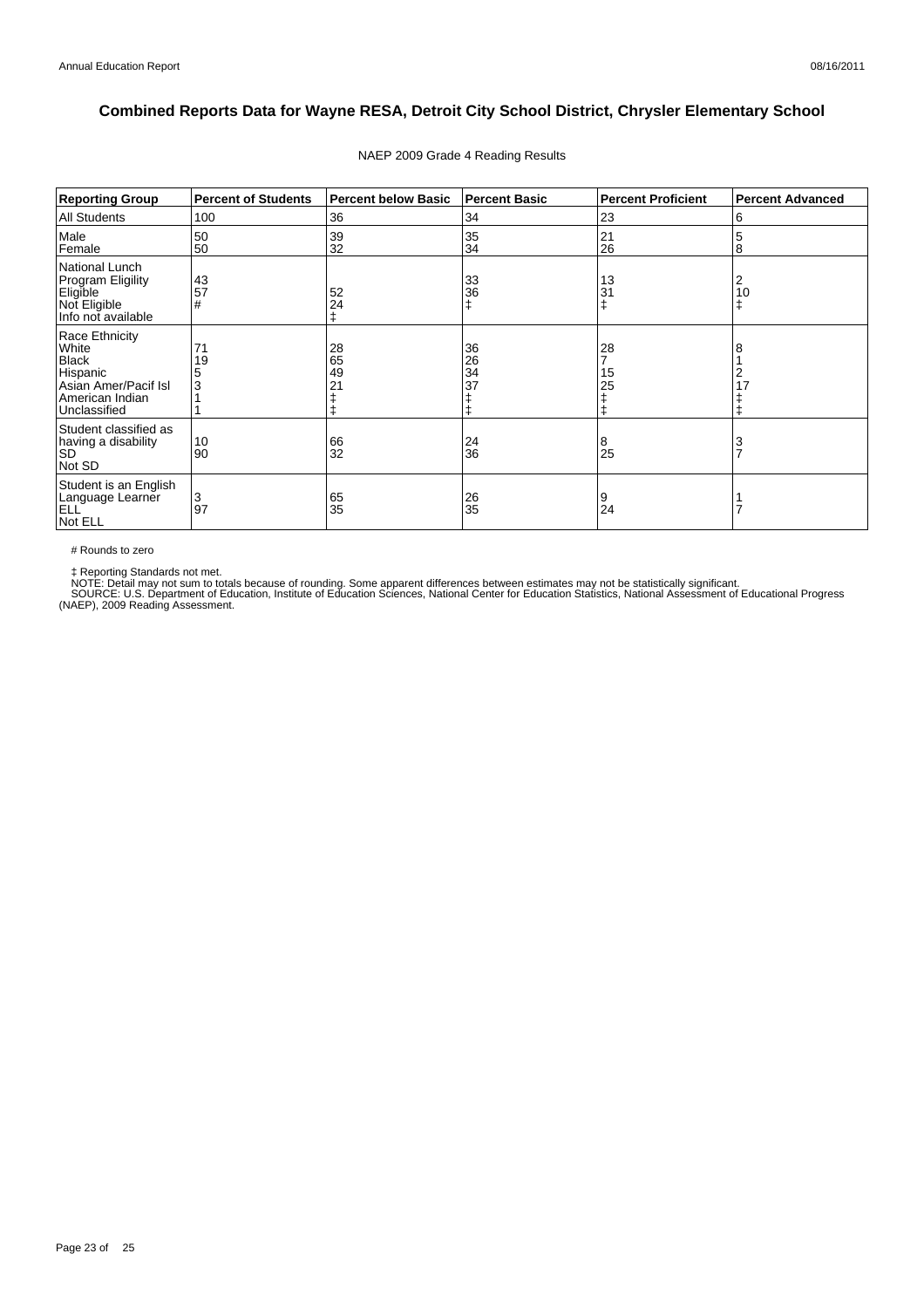# Combined Reports Data for Wayne RESA, Detroit City School District, Chrysler Elementary School

NAEP 2009 Grade 4 Reading Results

| Reporting Group | Percent of Students | Percent below Basic | Percent Basic | Percent Proficient | Percent Advanced |
|---|---|---|---|---|---|
| All Students | 100 | 36 | 34 | 23 | 6 |
| Male | 50 | 39 | 35 | 21 | 5 |
| Female | 50 | 32 | 34 | 26 | 8 |
| National Lunch Program Eligility | | | | | |
| Eligible | 43 | 52 | 33 | 13 | 2 |
| Not Eligible | 57 | 24 | 36 | 31 | 10 |
| Info not available | # | ‡ | ‡ | ‡ | ‡ |
| Race Ethnicity | | | | | |
| White | 71 | 28 | 36 | 28 | 8 |
| Black | 19 | 65 | 26 | 7 | 1 |
| Hispanic | 5 | 49 | 34 | 15 | 2 |
| Asian Amer/Pacif Isl | 3 | 21 | 37 | 25 | 17 |
| American Indian | 1 | ‡ | ‡ | ‡ | ‡ |
| Unclassified | 1 | ‡ | ‡ | ‡ | ‡ |
| Student classified as having a disability | | | | | |
| SD | 10 | 66 | 24 | 8 | 3 |
| Not SD | 90 | 32 | 36 | 25 | 7 |
| Student is an English Language Learner | | | | | |
| ELL | 3 | 65 | 26 | 9 | 1 |
| Not ELL | 97 | 35 | 35 | 24 | 7 |

# Rounds to zero

‡ Reporting Standards not met.

NOTE: Detail may not sum to totals because of rounding. Some apparent differences between estimates may not be statistically significant.

SOURCE: U.S. Department of Education, Institute of Education Sciences, National Center for Education Statistics, National Assessment of Educational Progress (NAEP), 2009 Reading Assessment.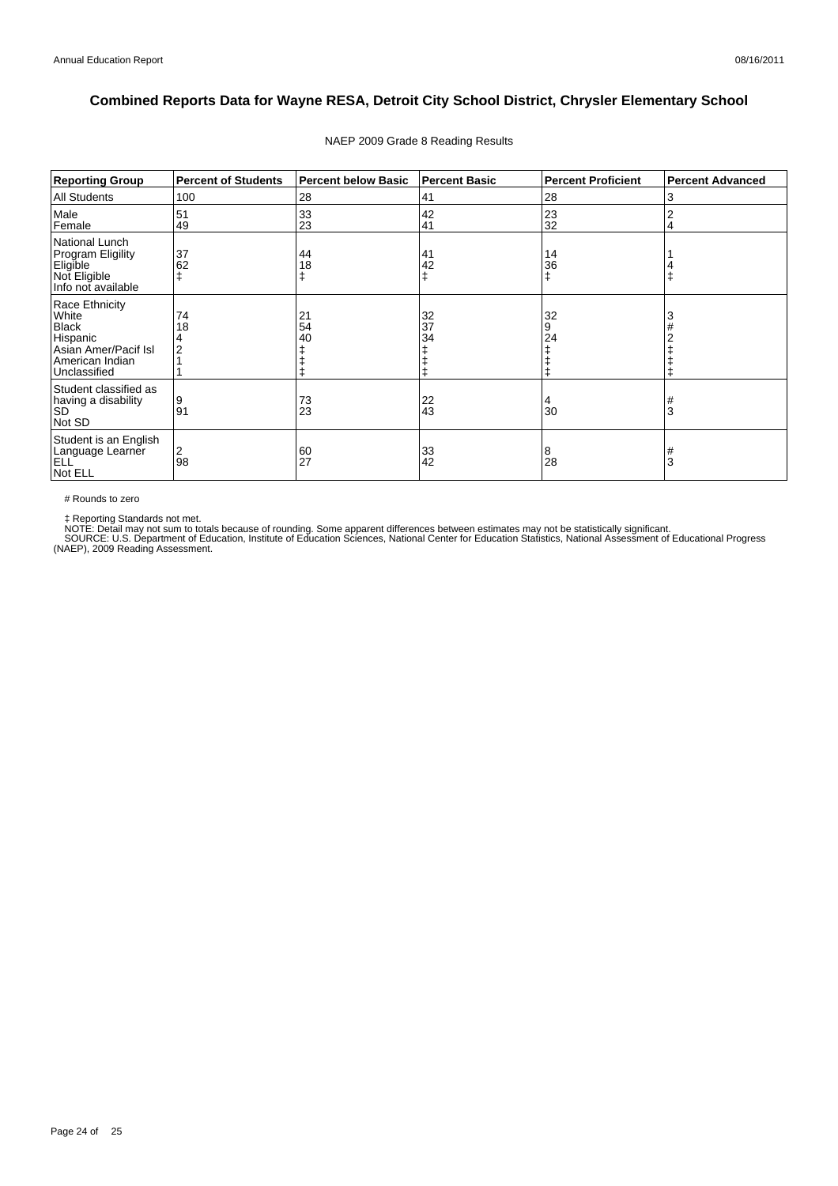# Combined Reports Data for Wayne RESA, Detroit City School District, Chrysler Elementary School

NAEP 2009 Grade 8 Reading Results

| Reporting Group | Percent of Students | Percent below Basic | Percent Basic | Percent Proficient | Percent Advanced |
|---|---|---|---|---|---|
| All Students | 100 | 28 | 41 | 28 | 3 |
| Male | 51 | 33 | 42 | 23 | 2 |
| Female | 49 | 23 | 41 | 32 | 4 |
| National Lunch Program Eligility | | | | | |
| Eligible | 37 | 44 | 41 | 14 | 1 |
| Not Eligible | 62 | 18 | 42 | 36 | 4 |
| Info not available | ‡ | ‡ | ‡ | ‡ | ‡ |
| Race Ethnicity | | | | | |
| White | 74 | 21 | 32 | 32 | 3 |
| Black | 18 | 54 | 37 | 9 | # |
| Hispanic | 4 | 40 | 34 | 24 | 2 |
| Asian Amer/Pacif Isl | 2 | ‡ | ‡ | ‡ | ‡ |
| American Indian | 1 | ‡ | ‡ | ‡ | ‡ |
| Unclassified | 1 | ‡ | ‡ | ‡ | ‡ |
| Student classified as having a disability | | | | | |
| SD | 9 | 73 | 22 | 4 | # |
| Not SD | 91 | 23 | 43 | 30 | 3 |
| Student is an English Language Learner | | | | | |
| ELL | 2 | 60 | 33 | 8 | # |
| Not ELL | 98 | 27 | 42 | 28 | 3 |

# Rounds to zero

‡ Reporting Standards not met.
NOTE: Detail may not sum to totals because of rounding. Some apparent differences between estimates may not be statistically significant.
SOURCE: U.S. Department of Education, Institute of Education Sciences, National Center for Education Statistics, National Assessment of Educational Progress (NAEP), 2009 Reading Assessment.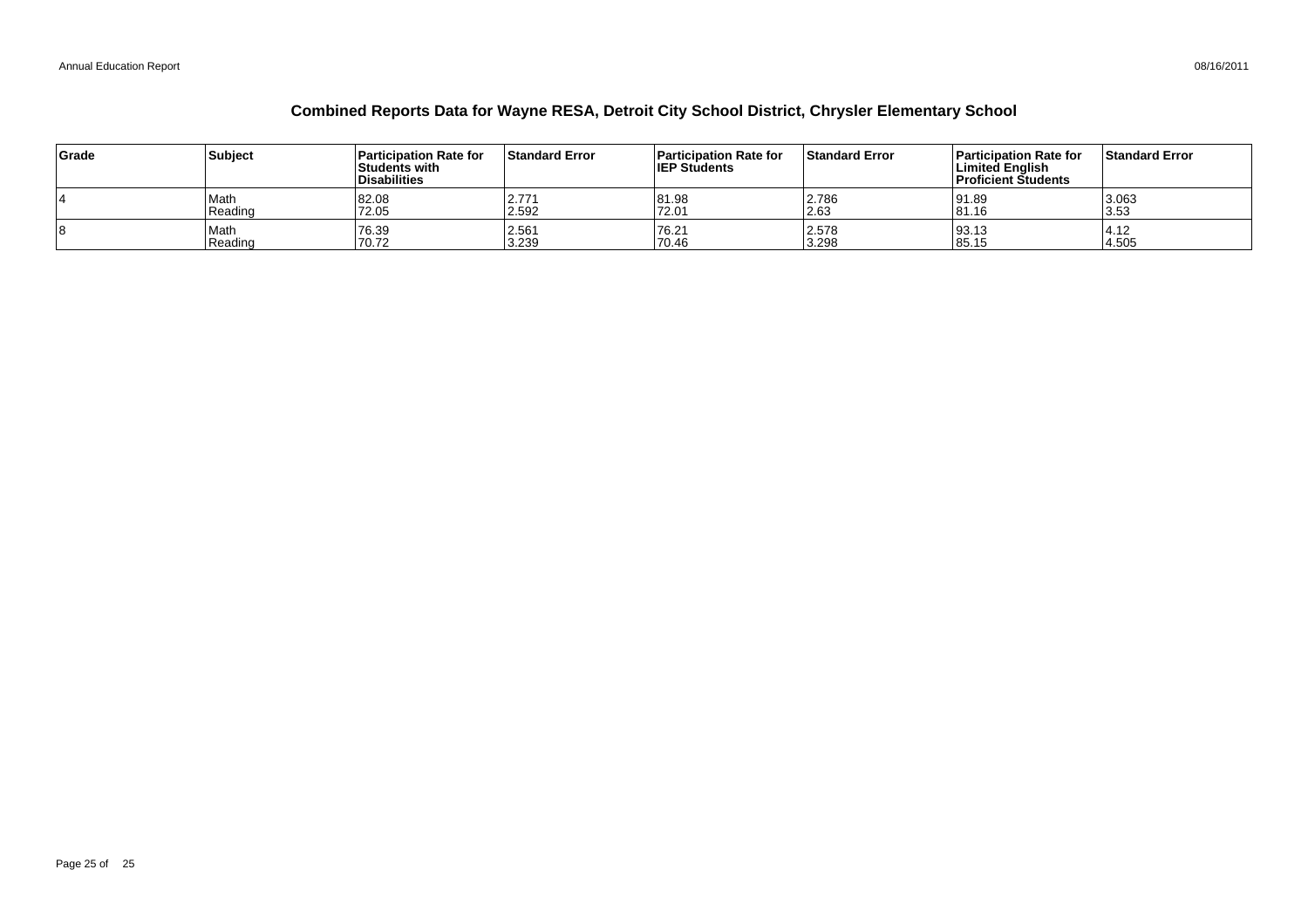# Combined Reports Data for Wayne RESA, Detroit City School District, Chrysler Elementary School

| Grade | Subject | Participation Rate for Students with Disabilities | Standard Error | Participation Rate for IEP Students | Standard Error | Participation Rate for Limited English Proficient Students | Standard Error |
|---|---|---|---|---|---|---|---|
| 4 | Math | 82.08 | 2.771 | 81.98 | 2.786 | 91.89 | 3.063 |
| | Reading | 72.05 | 2.592 | 72.01 | 2.63 | 81.16 | 3.53 |
| 8 | Math | 76.39 | 2.561 | 76.21 | 2.578 | 93.13 | 4.12 |
| | Reading | 70.72 | 3.239 | 70.46 | 3.298 | 85.15 | 4.505 |